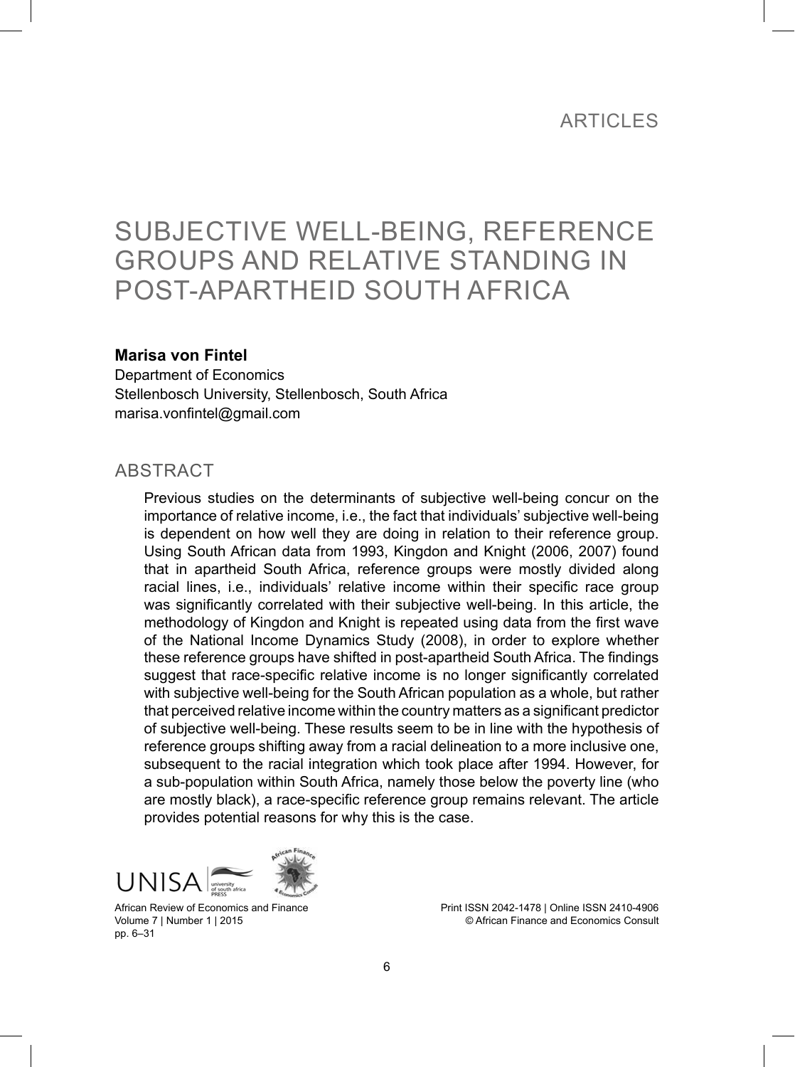ARTICLES

# SUBJECTIVE WELL-BEING, REFERENCE GROUPS AND RELATIVE STANDING IN POST-APARTHEID SOUTH AFRICA

**Marisa von Fintel**
Department of Economics
Stellenbosch University, Stellenbosch, South Africa
marisa.vonfintel@gmail.com

## ABSTRACT

Previous studies on the determinants of subjective well-being concur on the importance of relative income, i.e., the fact that individuals' subjective well-being is dependent on how well they are doing in relation to their reference group. Using South African data from 1993, Kingdon and Knight (2006, 2007) found that in apartheid South Africa, reference groups were mostly divided along racial lines, i.e., individuals' relative income within their specific race group was significantly correlated with their subjective well-being. In this article, the methodology of Kingdon and Knight is repeated using data from the first wave of the National Income Dynamics Study (2008), in order to explore whether these reference groups have shifted in post-apartheid South Africa. The findings suggest that race-specific relative income is no longer significantly correlated with subjective well-being for the South African population as a whole, but rather that perceived relative income within the country matters as a significant predictor of subjective well-being. These results seem to be in line with the hypothesis of reference groups shifting away from a racial delineation to a more inclusive one, subsequent to the racial integration which took place after 1994. However, for a sub-population within South Africa, namely those below the poverty line (who are mostly black), a race-specific reference group remains relevant. The article provides potential reasons for why this is the case.

African Review of Economics and Finance
Volume 7 | Number 1 | 2015
pp. 6–31

Print ISSN 2042-1478 | Online ISSN 2410-4906
© African Finance and Economics Consult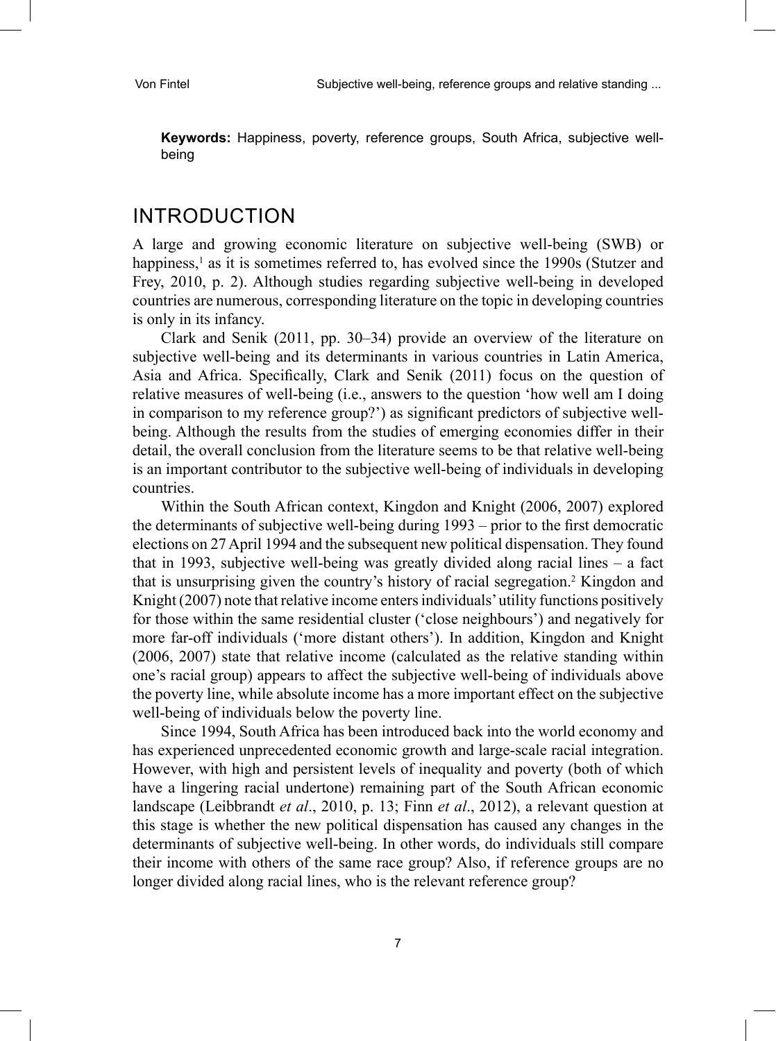**Keywords:** Happiness, poverty, reference groups, South Africa, subjective well-being

## INTRODUCTION

A large and growing economic literature on subjective well-being (SWB) or happiness,[1] as it is sometimes referred to, has evolved since the 1990s (Stutzer and Frey, 2010, p. 2). Although studies regarding subjective well-being in developed countries are numerous, corresponding literature on the topic in developing countries is only in its infancy.

Clark and Senik (2011, pp. 30–34) provide an overview of the literature on subjective well-being and its determinants in various countries in Latin America, Asia and Africa. Specifically, Clark and Senik (2011) focus on the question of relative measures of well-being (i.e., answers to the question 'how well am I doing in comparison to my reference group?') as significant predictors of subjective well-being. Although the results from the studies of emerging economies differ in their detail, the overall conclusion from the literature seems to be that relative well-being is an important contributor to the subjective well-being of individuals in developing countries.

Within the South African context, Kingdon and Knight (2006, 2007) explored the determinants of subjective well-being during 1993 – prior to the first democratic elections on 27 April 1994 and the subsequent new political dispensation. They found that in 1993, subjective well-being was greatly divided along racial lines – a fact that is unsurprising given the country's history of racial segregation.[2] Kingdon and Knight (2007) note that relative income enters individuals' utility functions positively for those within the same residential cluster ('close neighbours') and negatively for more far-off individuals ('more distant others'). In addition, Kingdon and Knight (2006, 2007) state that relative income (calculated as the relative standing within one's racial group) appears to affect the subjective well-being of individuals above the poverty line, while absolute income has a more important effect on the subjective well-being of individuals below the poverty line.

Since 1994, South Africa has been introduced back into the world economy and has experienced unprecedented economic growth and large-scale racial integration. However, with high and persistent levels of inequality and poverty (both of which have a lingering racial undertone) remaining part of the South African economic landscape (Leibbrandt *et al*., 2010, p. 13; Finn *et al*., 2012), a relevant question at this stage is whether the new political dispensation has caused any changes in the determinants of subjective well-being. In other words, do individuals still compare their income with others of the same race group? Also, if reference groups are no longer divided along racial lines, who is the relevant reference group?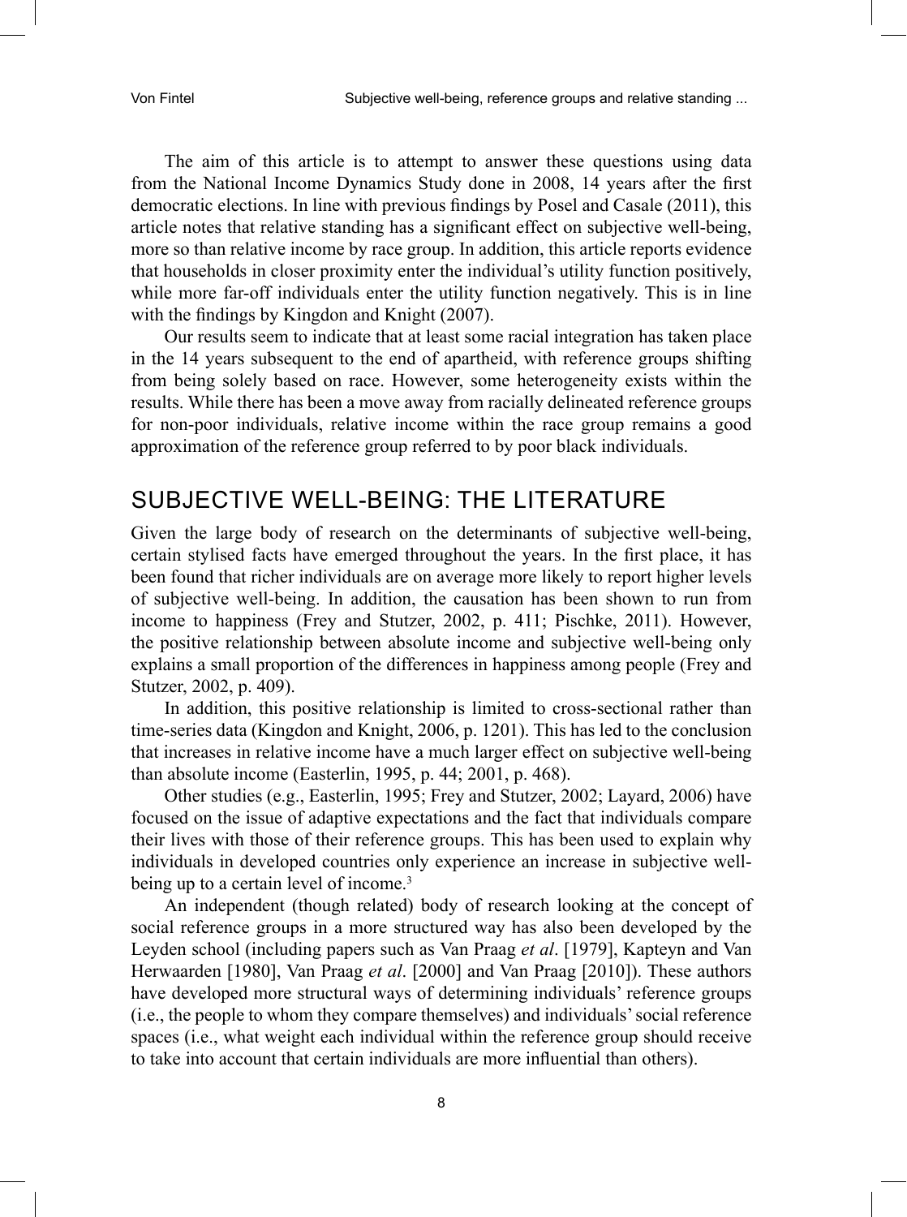The aim of this article is to attempt to answer these questions using data from the National Income Dynamics Study done in 2008, 14 years after the first democratic elections. In line with previous findings by Posel and Casale (2011), this article notes that relative standing has a significant effect on subjective well-being, more so than relative income by race group. In addition, this article reports evidence that households in closer proximity enter the individual's utility function positively, while more far-off individuals enter the utility function negatively. This is in line with the findings by Kingdon and Knight (2007).

Our results seem to indicate that at least some racial integration has taken place in the 14 years subsequent to the end of apartheid, with reference groups shifting from being solely based on race. However, some heterogeneity exists within the results. While there has been a move away from racially delineated reference groups for non-poor individuals, relative income within the race group remains a good approximation of the reference group referred to by poor black individuals.

## SUBJECTIVE WELL-BEING: THE LITERATURE

Given the large body of research on the determinants of subjective well-being, certain stylised facts have emerged throughout the years. In the first place, it has been found that richer individuals are on average more likely to report higher levels of subjective well-being. In addition, the causation has been shown to run from income to happiness (Frey and Stutzer, 2002, p. 411; Pischke, 2011). However, the positive relationship between absolute income and subjective well-being only explains a small proportion of the differences in happiness among people (Frey and Stutzer, 2002, p. 409).

In addition, this positive relationship is limited to cross-sectional rather than time-series data (Kingdon and Knight, 2006, p. 1201). This has led to the conclusion that increases in relative income have a much larger effect on subjective well-being than absolute income (Easterlin, 1995, p. 44; 2001, p. 468).

Other studies (e.g., Easterlin, 1995; Frey and Stutzer, 2002; Layard, 2006) have focused on the issue of adaptive expectations and the fact that individuals compare their lives with those of their reference groups. This has been used to explain why individuals in developed countries only experience an increase in subjective well-being up to a certain level of income.[3]

An independent (though related) body of research looking at the concept of social reference groups in a more structured way has also been developed by the Leyden school (including papers such as Van Praag *et al*. [1979], Kapteyn and Van Herwaarden [1980], Van Praag *et al*. [2000] and Van Praag [2010]). These authors have developed more structural ways of determining individuals' reference groups (i.e., the people to whom they compare themselves) and individuals' social reference spaces (i.e., what weight each individual within the reference group should receive to take into account that certain individuals are more influential than others).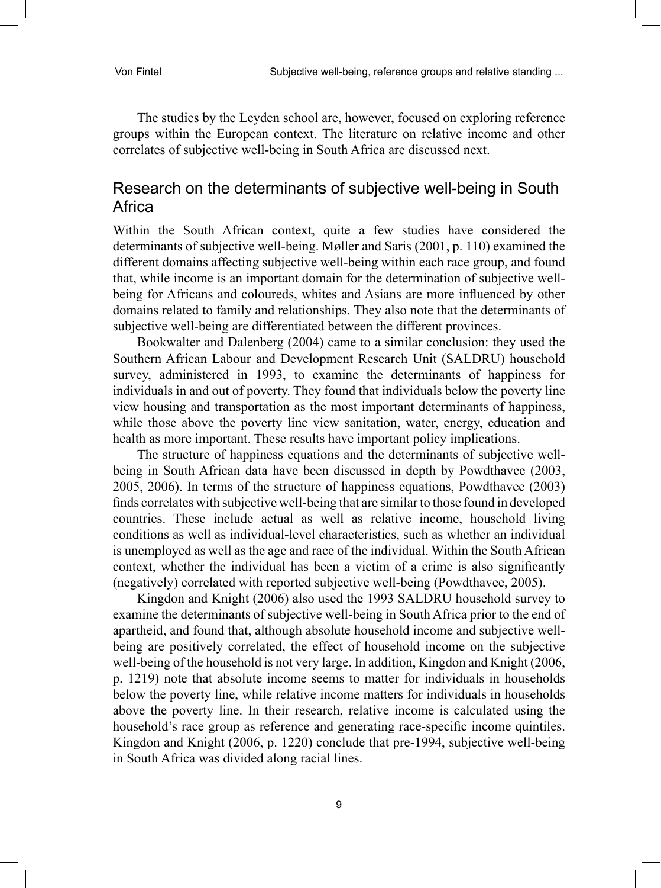The studies by the Leyden school are, however, focused on exploring reference groups within the European context. The literature on relative income and other correlates of subjective well-being in South Africa are discussed next.

## Research on the determinants of subjective well-being in South Africa

Within the South African context, quite a few studies have considered the determinants of subjective well-being. Møller and Saris (2001, p. 110) examined the different domains affecting subjective well-being within each race group, and found that, while income is an important domain for the determination of subjective well-being for Africans and coloureds, whites and Asians are more influenced by other domains related to family and relationships. They also note that the determinants of subjective well-being are differentiated between the different provinces.

Bookwalter and Dalenberg (2004) came to a similar conclusion: they used the Southern African Labour and Development Research Unit (SALDRU) household survey, administered in 1993, to examine the determinants of happiness for individuals in and out of poverty. They found that individuals below the poverty line view housing and transportation as the most important determinants of happiness, while those above the poverty line view sanitation, water, energy, education and health as more important. These results have important policy implications.

The structure of happiness equations and the determinants of subjective well-being in South African data have been discussed in depth by Powdthavee (2003, 2005, 2006). In terms of the structure of happiness equations, Powdthavee (2003) finds correlates with subjective well-being that are similar to those found in developed countries. These include actual as well as relative income, household living conditions as well as individual-level characteristics, such as whether an individual is unemployed as well as the age and race of the individual. Within the South African context, whether the individual has been a victim of a crime is also significantly (negatively) correlated with reported subjective well-being (Powdthavee, 2005).

Kingdon and Knight (2006) also used the 1993 SALDRU household survey to examine the determinants of subjective well-being in South Africa prior to the end of apartheid, and found that, although absolute household income and subjective well-being are positively correlated, the effect of household income on the subjective well-being of the household is not very large. In addition, Kingdon and Knight (2006, p. 1219) note that absolute income seems to matter for individuals in households below the poverty line, while relative income matters for individuals in households above the poverty line. In their research, relative income is calculated using the household's race group as reference and generating race-specific income quintiles. Kingdon and Knight (2006, p. 1220) conclude that pre-1994, subjective well-being in South Africa was divided along racial lines.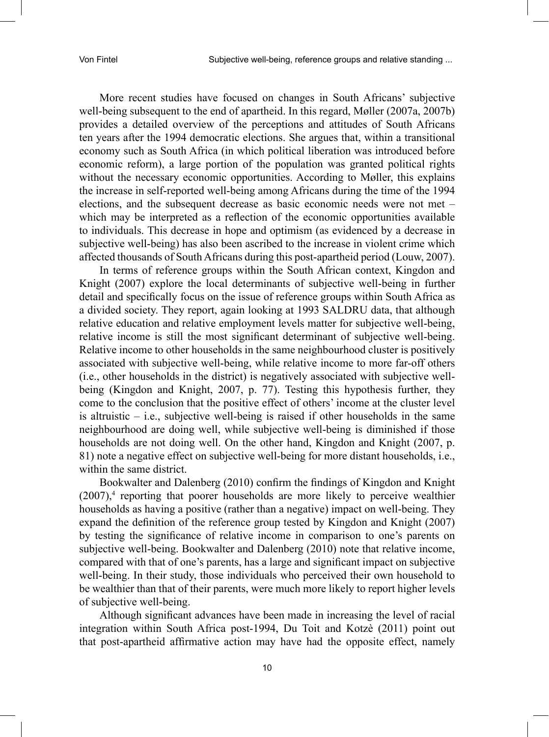More recent studies have focused on changes in South Africans' subjective well-being subsequent to the end of apartheid. In this regard, Møller (2007a, 2007b) provides a detailed overview of the perceptions and attitudes of South Africans ten years after the 1994 democratic elections. She argues that, within a transitional economy such as South Africa (in which political liberation was introduced before economic reform), a large portion of the population was granted political rights without the necessary economic opportunities. According to Møller, this explains the increase in self-reported well-being among Africans during the time of the 1994 elections, and the subsequent decrease as basic economic needs were not met – which may be interpreted as a reflection of the economic opportunities available to individuals. This decrease in hope and optimism (as evidenced by a decrease in subjective well-being) has also been ascribed to the increase in violent crime which affected thousands of South Africans during this post-apartheid period (Louw, 2007).

In terms of reference groups within the South African context, Kingdon and Knight (2007) explore the local determinants of subjective well-being in further detail and specifically focus on the issue of reference groups within South Africa as a divided society. They report, again looking at 1993 SALDRU data, that although relative education and relative employment levels matter for subjective well-being, relative income is still the most significant determinant of subjective well-being. Relative income to other households in the same neighbourhood cluster is positively associated with subjective well-being, while relative income to more far-off others (i.e., other households in the district) is negatively associated with subjective well-being (Kingdon and Knight, 2007, p. 77). Testing this hypothesis further, they come to the conclusion that the positive effect of others' income at the cluster level is altruistic – i.e., subjective well-being is raised if other households in the same neighbourhood are doing well, while subjective well-being is diminished if those households are not doing well. On the other hand, Kingdon and Knight (2007, p. 81) note a negative effect on subjective well-being for more distant households, i.e., within the same district.

Bookwalter and Dalenberg (2010) confirm the findings of Kingdon and Knight (2007),[4] reporting that poorer households are more likely to perceive wealthier households as having a positive (rather than a negative) impact on well-being. They expand the definition of the reference group tested by Kingdon and Knight (2007) by testing the significance of relative income in comparison to one's parents on subjective well-being. Bookwalter and Dalenberg (2010) note that relative income, compared with that of one's parents, has a large and significant impact on subjective well-being. In their study, those individuals who perceived their own household to be wealthier than that of their parents, were much more likely to report higher levels of subjective well-being.

Although significant advances have been made in increasing the level of racial integration within South Africa post-1994, Du Toit and Kotzè (2011) point out that post-apartheid affirmative action may have had the opposite effect, namely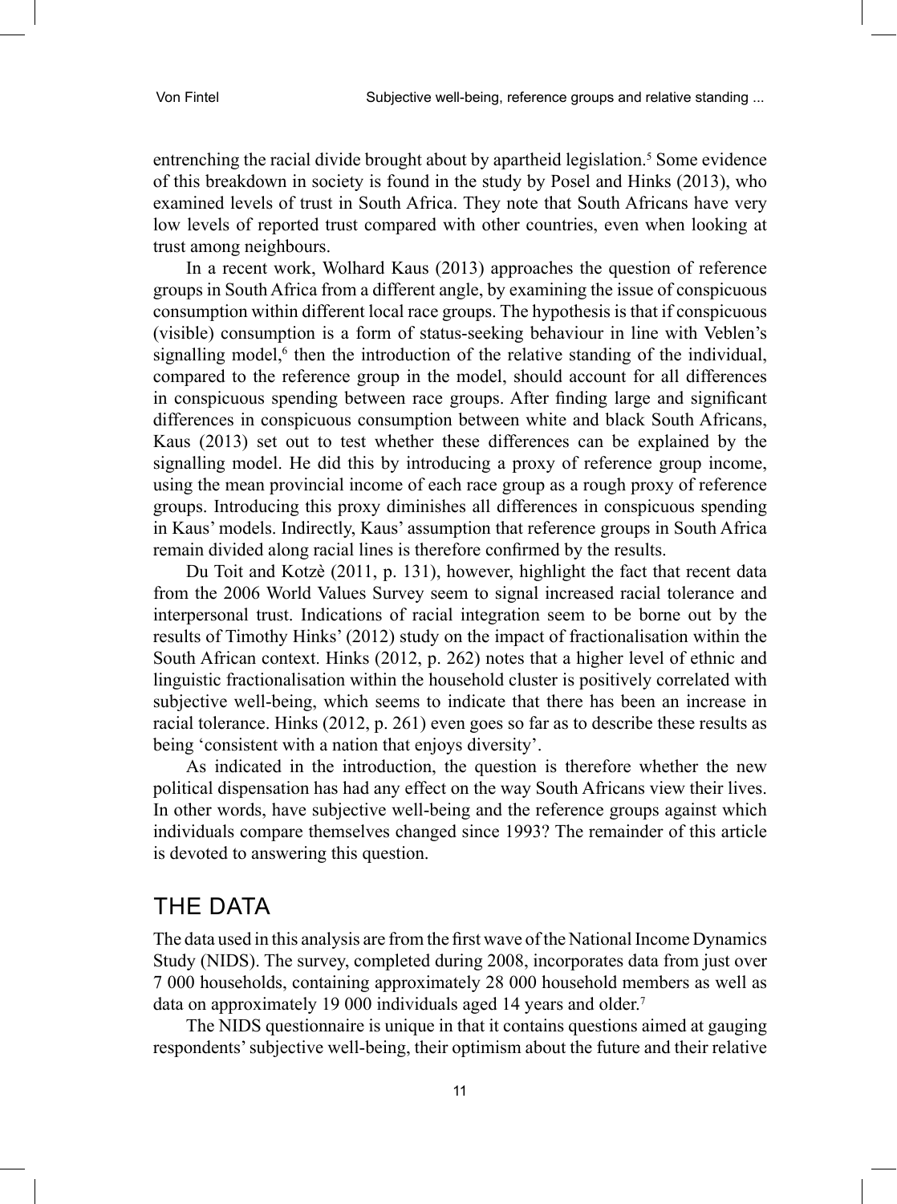entrenching the racial divide brought about by apartheid legislation.[5] Some evidence of this breakdown in society is found in the study by Posel and Hinks (2013), who examined levels of trust in South Africa. They note that South Africans have very low levels of reported trust compared with other countries, even when looking at trust among neighbours.

In a recent work, Wolhard Kaus (2013) approaches the question of reference groups in South Africa from a different angle, by examining the issue of conspicuous consumption within different local race groups. The hypothesis is that if conspicuous (visible) consumption is a form of status-seeking behaviour in line with Veblen's signalling model,[6] then the introduction of the relative standing of the individual, compared to the reference group in the model, should account for all differences in conspicuous spending between race groups. After finding large and significant differences in conspicuous consumption between white and black South Africans, Kaus (2013) set out to test whether these differences can be explained by the signalling model. He did this by introducing a proxy of reference group income, using the mean provincial income of each race group as a rough proxy of reference groups. Introducing this proxy diminishes all differences in conspicuous spending in Kaus' models. Indirectly, Kaus' assumption that reference groups in South Africa remain divided along racial lines is therefore confirmed by the results.

Du Toit and Kotzè (2011, p. 131), however, highlight the fact that recent data from the 2006 World Values Survey seem to signal increased racial tolerance and interpersonal trust. Indications of racial integration seem to be borne out by the results of Timothy Hinks' (2012) study on the impact of fractionalisation within the South African context. Hinks (2012, p. 262) notes that a higher level of ethnic and linguistic fractionalisation within the household cluster is positively correlated with subjective well-being, which seems to indicate that there has been an increase in racial tolerance. Hinks (2012, p. 261) even goes so far as to describe these results as being 'consistent with a nation that enjoys diversity'.

As indicated in the introduction, the question is therefore whether the new political dispensation has had any effect on the way South Africans view their lives. In other words, have subjective well-being and the reference groups against which individuals compare themselves changed since 1993? The remainder of this article is devoted to answering this question.

## THE DATA

The data used in this analysis are from the first wave of the National Income Dynamics Study (NIDS). The survey, completed during 2008, incorporates data from just over 7 000 households, containing approximately 28 000 household members as well as data on approximately 19 000 individuals aged 14 years and older.[7]

The NIDS questionnaire is unique in that it contains questions aimed at gauging respondents' subjective well-being, their optimism about the future and their relative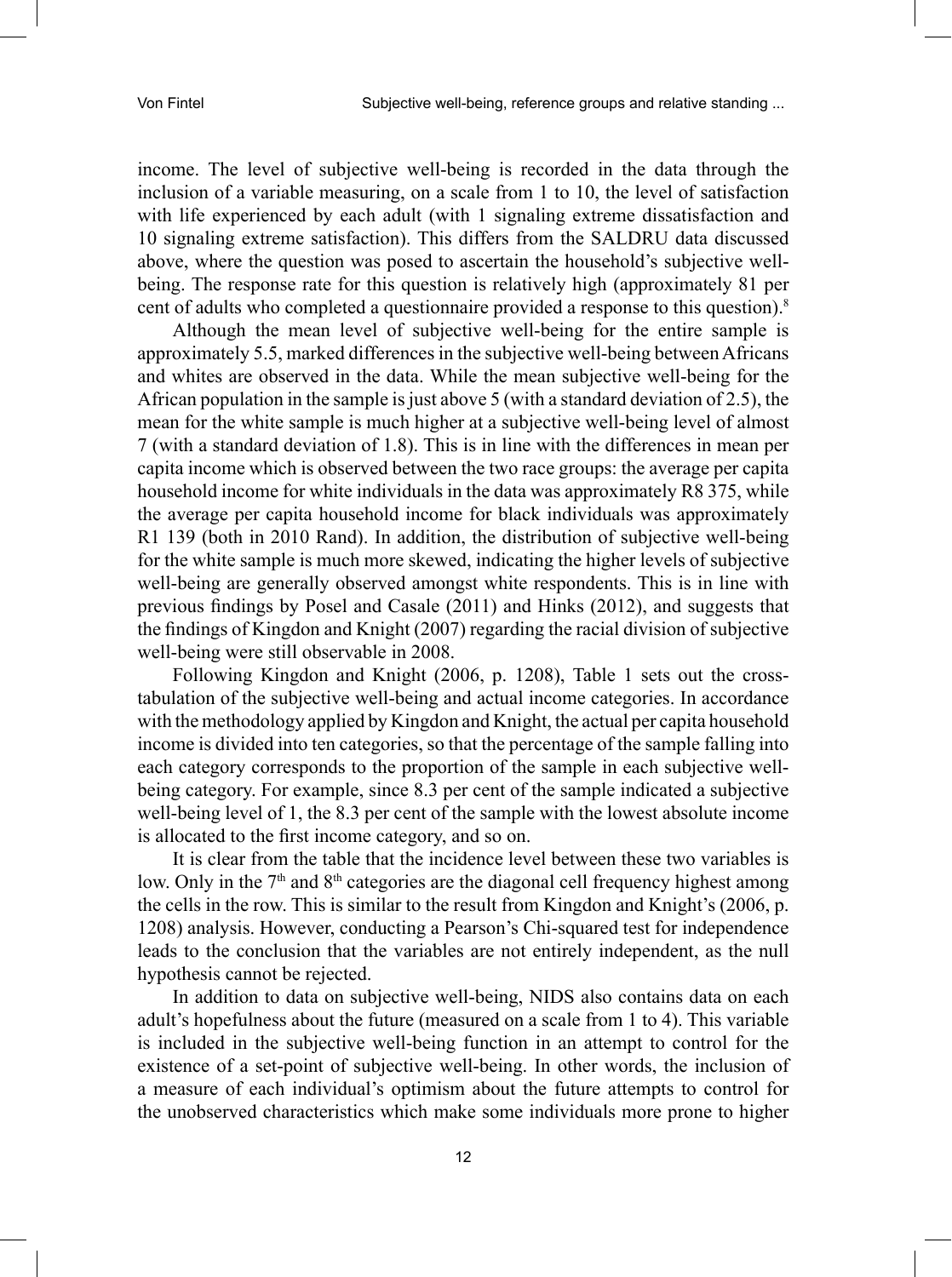income. The level of subjective well-being is recorded in the data through the inclusion of a variable measuring, on a scale from 1 to 10, the level of satisfaction with life experienced by each adult (with 1 signaling extreme dissatisfaction and 10 signaling extreme satisfaction). This differs from the SALDRU data discussed above, where the question was posed to ascertain the household's subjective well-being. The response rate for this question is relatively high (approximately 81 per cent of adults who completed a questionnaire provided a response to this question).[8]

Although the mean level of subjective well-being for the entire sample is approximately 5.5, marked differences in the subjective well-being between Africans and whites are observed in the data. While the mean subjective well-being for the African population in the sample is just above 5 (with a standard deviation of 2.5), the mean for the white sample is much higher at a subjective well-being level of almost 7 (with a standard deviation of 1.8). This is in line with the differences in mean per capita income which is observed between the two race groups: the average per capita household income for white individuals in the data was approximately R8 375, while the average per capita household income for black individuals was approximately R1 139 (both in 2010 Rand). In addition, the distribution of subjective well-being for the white sample is much more skewed, indicating the higher levels of subjective well-being are generally observed amongst white respondents. This is in line with previous findings by Posel and Casale (2011) and Hinks (2012), and suggests that the findings of Kingdon and Knight (2007) regarding the racial division of subjective well-being were still observable in 2008.

Following Kingdon and Knight (2006, p. 1208), Table 1 sets out the cross-tabulation of the subjective well-being and actual income categories. In accordance with the methodology applied by Kingdon and Knight, the actual per capita household income is divided into ten categories, so that the percentage of the sample falling into each category corresponds to the proportion of the sample in each subjective well-being category. For example, since 8.3 per cent of the sample indicated a subjective well-being level of 1, the 8.3 per cent of the sample with the lowest absolute income is allocated to the first income category, and so on.

It is clear from the table that the incidence level between these two variables is low. Only in the 7[th] and 8[th] categories are the diagonal cell frequency highest among the cells in the row. This is similar to the result from Kingdon and Knight's (2006, p. 1208) analysis. However, conducting a Pearson's Chi-squared test for independence leads to the conclusion that the variables are not entirely independent, as the null hypothesis cannot be rejected.

In addition to data on subjective well-being, NIDS also contains data on each adult's hopefulness about the future (measured on a scale from 1 to 4). This variable is included in the subjective well-being function in an attempt to control for the existence of a set-point of subjective well-being. In other words, the inclusion of a measure of each individual's optimism about the future attempts to control for the unobserved characteristics which make some individuals more prone to higher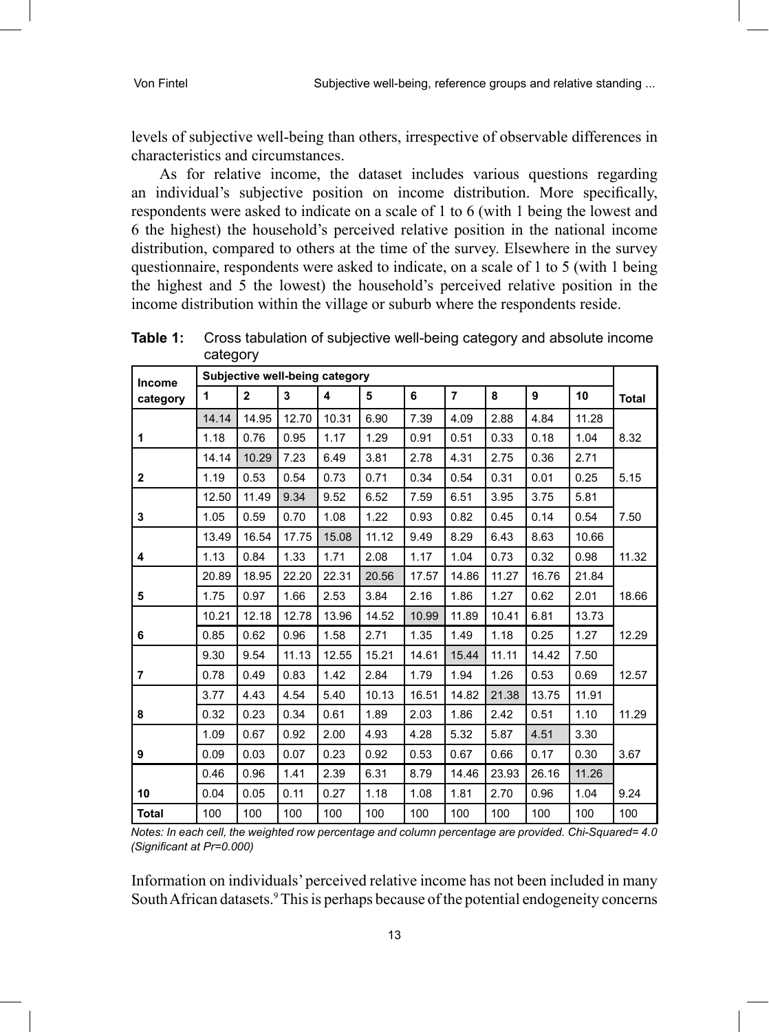levels of subjective well-being than others, irrespective of observable differences in characteristics and circumstances.

As for relative income, the dataset includes various questions regarding an individual's subjective position on income distribution. More specifically, respondents were asked to indicate on a scale of 1 to 6 (with 1 being the lowest and 6 the highest) the household's perceived relative position in the national income distribution, compared to others at the time of the survey. Elsewhere in the survey questionnaire, respondents were asked to indicate, on a scale of 1 to 5 (with 1 being the highest and 5 the lowest) the household's perceived relative position in the income distribution within the village or suburb where the respondents reside.

**Table 1:** Cross tabulation of subjective well-being category and absolute income category

| Income category | Subjective well-being category | | | | | | | | | | Total |
|---|---|---|---|---|---|---|---|---|---|---|---|
| | 1 | 2 | 3 | 4 | 5 | 6 | 7 | 8 | 9 | 10 | |
| | 14.14 | 14.95 | 12.70 | 10.31 | 6.90 | 7.39 | 4.09 | 2.88 | 4.84 | 11.28 | |
| 1 | 1.18 | 0.76 | 0.95 | 1.17 | 1.29 | 0.91 | 0.51 | 0.33 | 0.18 | 1.04 | 8.32 |
| | 14.14 | 10.29 | 7.23 | 6.49 | 3.81 | 2.78 | 4.31 | 2.75 | 0.36 | 2.71 | |
| 2 | 1.19 | 0.53 | 0.54 | 0.73 | 0.71 | 0.34 | 0.54 | 0.31 | 0.01 | 0.25 | 5.15 |
| | 12.50 | 11.49 | 9.34 | 9.52 | 6.52 | 7.59 | 6.51 | 3.95 | 3.75 | 5.81 | |
| 3 | 1.05 | 0.59 | 0.70 | 1.08 | 1.22 | 0.93 | 0.82 | 0.45 | 0.14 | 0.54 | 7.50 |
| | 13.49 | 16.54 | 17.75 | 15.08 | 11.12 | 9.49 | 8.29 | 6.43 | 8.63 | 10.66 | |
| 4 | 1.13 | 0.84 | 1.33 | 1.71 | 2.08 | 1.17 | 1.04 | 0.73 | 0.32 | 0.98 | 11.32 |
| | 20.89 | 18.95 | 22.20 | 22.31 | 20.56 | 17.57 | 14.86 | 11.27 | 16.76 | 21.84 | |
| 5 | 1.75 | 0.97 | 1.66 | 2.53 | 3.84 | 2.16 | 1.86 | 1.27 | 0.62 | 2.01 | 18.66 |
| | 10.21 | 12.18 | 12.78 | 13.96 | 14.52 | 10.99 | 11.89 | 10.41 | 6.81 | 13.73 | |
| 6 | 0.85 | 0.62 | 0.96 | 1.58 | 2.71 | 1.35 | 1.49 | 1.18 | 0.25 | 1.27 | 12.29 |
| | 9.30 | 9.54 | 11.13 | 12.55 | 15.21 | 14.61 | 15.44 | 11.11 | 14.42 | 7.50 | |
| 7 | 0.78 | 0.49 | 0.83 | 1.42 | 2.84 | 1.79 | 1.94 | 1.26 | 0.53 | 0.69 | 12.57 |
| | 3.77 | 4.43 | 4.54 | 5.40 | 10.13 | 16.51 | 14.82 | 21.38 | 13.75 | 11.91 | |
| 8 | 0.32 | 0.23 | 0.34 | 0.61 | 1.89 | 2.03 | 1.86 | 2.42 | 0.51 | 1.10 | 11.29 |
| | 1.09 | 0.67 | 0.92 | 2.00 | 4.93 | 4.28 | 5.32 | 5.87 | 4.51 | 3.30 | |
| 9 | 0.09 | 0.03 | 0.07 | 0.23 | 0.92 | 0.53 | 0.67 | 0.66 | 0.17 | 0.30 | 3.67 |
| | 0.46 | 0.96 | 1.41 | 2.39 | 6.31 | 8.79 | 14.46 | 23.93 | 26.16 | 11.26 | |
| 10 | 0.04 | 0.05 | 0.11 | 0.27 | 1.18 | 1.08 | 1.81 | 2.70 | 0.96 | 1.04 | 9.24 |
| Total | 100 | 100 | 100 | 100 | 100 | 100 | 100 | 100 | 100 | 100 | 100 |

*Notes: In each cell, the weighted row percentage and column percentage are provided. Chi-Squared= 4.0 (Significant at Pr=0.000)*

Information on individuals' perceived relative income has not been included in many South African datasets.[9] This is perhaps because of the potential endogeneity concerns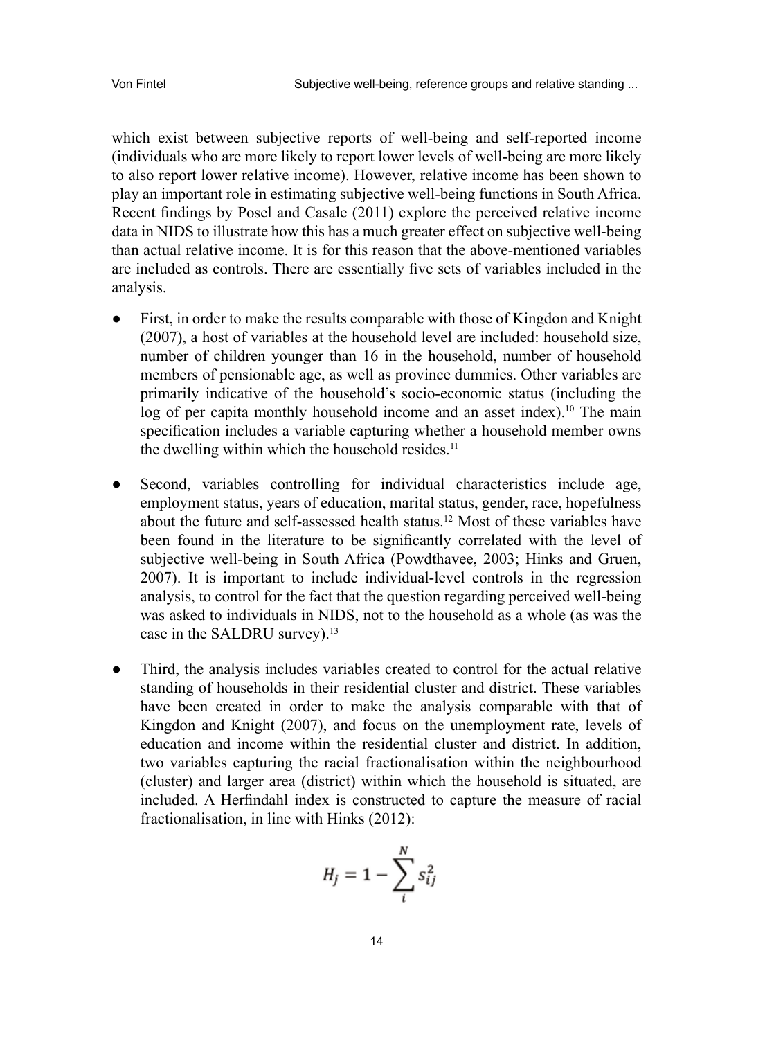which exist between subjective reports of well-being and self-reported income (individuals who are more likely to report lower levels of well-being are more likely to also report lower relative income). However, relative income has been shown to play an important role in estimating subjective well-being functions in South Africa. Recent findings by Posel and Casale (2011) explore the perceived relative income data in NIDS to illustrate how this has a much greater effect on subjective well-being than actual relative income. It is for this reason that the above-mentioned variables are included as controls. There are essentially five sets of variables included in the analysis.

- First, in order to make the results comparable with those of Kingdon and Knight (2007), a host of variables at the household level are included: household size, number of children younger than 16 in the household, number of household members of pensionable age, as well as province dummies. Other variables are primarily indicative of the household's socio-economic status (including the log of per capita monthly household income and an asset index).[10] The main specification includes a variable capturing whether a household member owns the dwelling within which the household resides.[11]

- Second, variables controlling for individual characteristics include age, employment status, years of education, marital status, gender, race, hopefulness about the future and self-assessed health status.[12] Most of these variables have been found in the literature to be significantly correlated with the level of subjective well-being in South Africa (Powdthavee, 2003; Hinks and Gruen, 2007). It is important to include individual-level controls in the regression analysis, to control for the fact that the question regarding perceived well-being was asked to individuals in NIDS, not to the household as a whole (as was the case in the SALDRU survey).[13]

- Third, the analysis includes variables created to control for the actual relative standing of households in their residential cluster and district. These variables have been created in order to make the analysis comparable with that of Kingdon and Knight (2007), and focus on the unemployment rate, levels of education and income within the residential cluster and district. In addition, two variables capturing the racial fractionalisation within the neighbourhood (cluster) and larger area (district) within which the household is situated, are included. A Herfindahl index is constructed to capture the measure of racial fractionalisation, in line with Hinks (2012):

$$H_j = 1 - \sum_{i}^{N} s_{ij}^2$$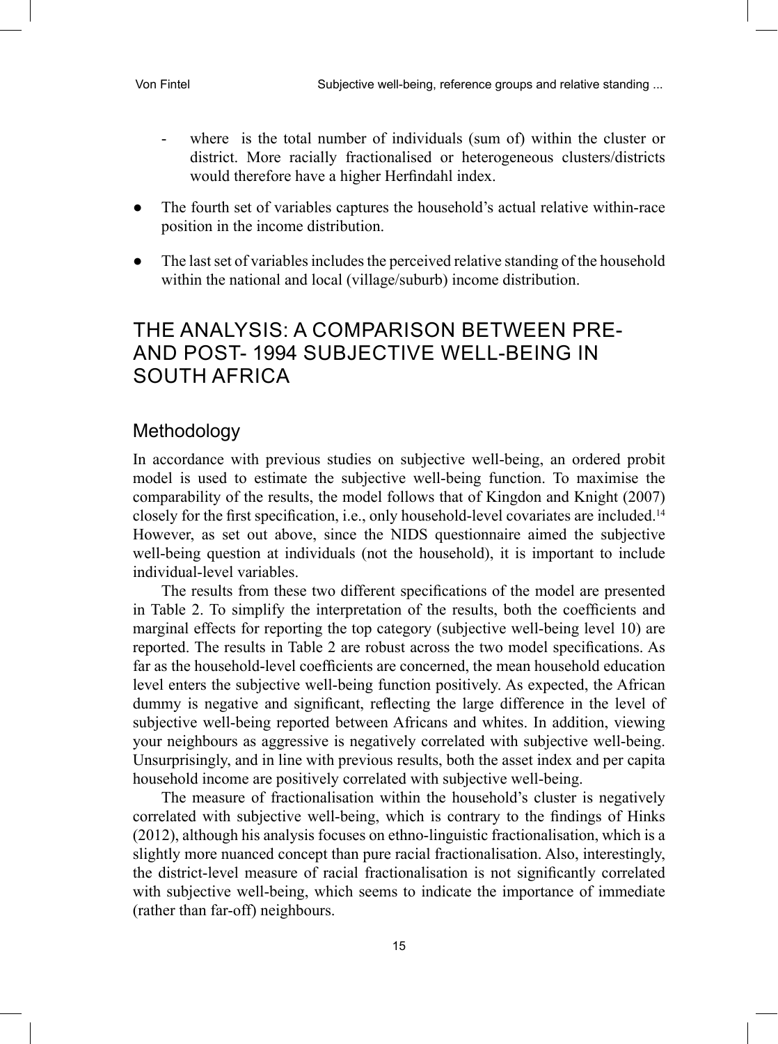- where is the total number of individuals (sum of) within the cluster or district. More racially fractionalised or heterogeneous clusters/districts would therefore have a higher Herfindahl index.

- The fourth set of variables captures the household's actual relative within-race position in the income distribution.

- The last set of variables includes the perceived relative standing of the household within the national and local (village/suburb) income distribution.

## THE ANALYSIS: A COMPARISON BETWEEN PRE- AND POST- 1994 SUBJECTIVE WELL-BEING IN SOUTH AFRICA

### Methodology

In accordance with previous studies on subjective well-being, an ordered probit model is used to estimate the subjective well-being function. To maximise the comparability of the results, the model follows that of Kingdon and Knight (2007) closely for the first specification, i.e., only household-level covariates are included.[14] However, as set out above, since the NIDS questionnaire aimed the subjective well-being question at individuals (not the household), it is important to include individual-level variables.

The results from these two different specifications of the model are presented in Table 2. To simplify the interpretation of the results, both the coefficients and marginal effects for reporting the top category (subjective well-being level 10) are reported. The results in Table 2 are robust across the two model specifications. As far as the household-level coefficients are concerned, the mean household education level enters the subjective well-being function positively. As expected, the African dummy is negative and significant, reflecting the large difference in the level of subjective well-being reported between Africans and whites. In addition, viewing your neighbours as aggressive is negatively correlated with subjective well-being. Unsurprisingly, and in line with previous results, both the asset index and per capita household income are positively correlated with subjective well-being.

The measure of fractionalisation within the household's cluster is negatively correlated with subjective well-being, which is contrary to the findings of Hinks (2012), although his analysis focuses on ethno-linguistic fractionalisation, which is a slightly more nuanced concept than pure racial fractionalisation. Also, interestingly, the district-level measure of racial fractionalisation is not significantly correlated with subjective well-being, which seems to indicate the importance of immediate (rather than far-off) neighbours.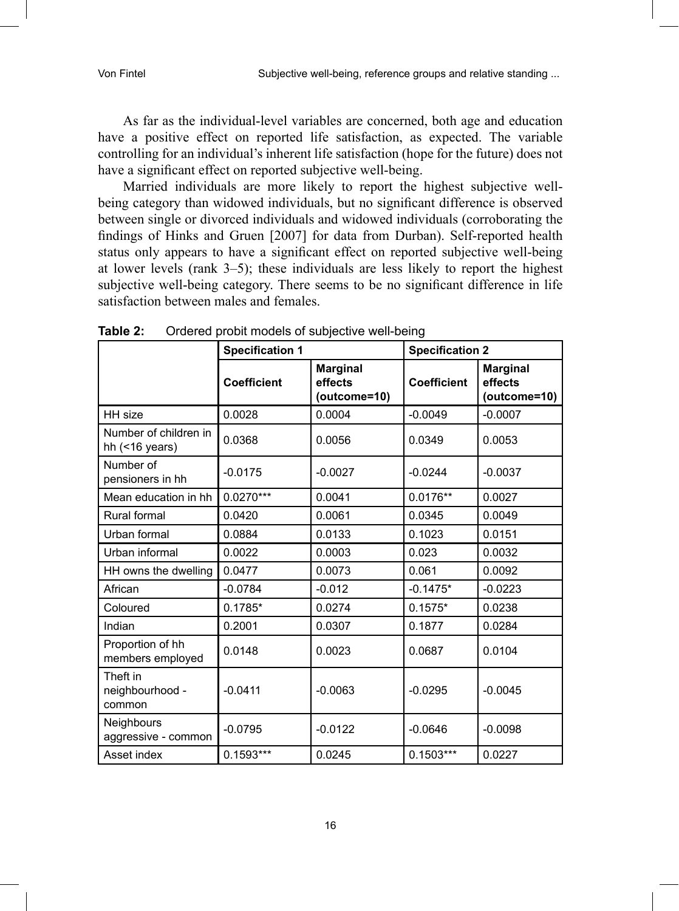As far as the individual-level variables are concerned, both age and education have a positive effect on reported life satisfaction, as expected. The variable controlling for an individual's inherent life satisfaction (hope for the future) does not have a significant effect on reported subjective well-being.

Married individuals are more likely to report the highest subjective well-being category than widowed individuals, but no significant difference is observed between single or divorced individuals and widowed individuals (corroborating the findings of Hinks and Gruen [2007] for data from Durban). Self-reported health status only appears to have a significant effect on reported subjective well-being at lower levels (rank 3–5); these individuals are less likely to report the highest subjective well-being category. There seems to be no significant difference in life satisfaction between males and females.

**Table 2:** Ordered probit models of subjective well-being

| | **Specification 1** | | **Specification 2** | |
|---|---|---|---|---|
| | **Coefficient** | **Marginal effects (outcome=10)** | **Coefficient** | **Marginal effects (outcome=10)** |
| HH size | 0.0028 | 0.0004 | -0.0049 | -0.0007 |
| Number of children in hh (<16 years) | 0.0368 | 0.0056 | 0.0349 | 0.0053 |
| Number of pensioners in hh | -0.0175 | -0.0027 | -0.0244 | -0.0037 |
| Mean education in hh | 0.0270*** | 0.0041 | 0.0176** | 0.0027 |
| Rural formal | 0.0420 | 0.0061 | 0.0345 | 0.0049 |
| Urban formal | 0.0884 | 0.0133 | 0.1023 | 0.0151 |
| Urban informal | 0.0022 | 0.0003 | 0.023 | 0.0032 |
| HH owns the dwelling | 0.0477 | 0.0073 | 0.061 | 0.0092 |
| African | -0.0784 | -0.012 | -0.1475* | -0.0223 |
| Coloured | 0.1785* | 0.0274 | 0.1575* | 0.0238 |
| Indian | 0.2001 | 0.0307 | 0.1877 | 0.0284 |
| Proportion of hh members employed | 0.0148 | 0.0023 | 0.0687 | 0.0104 |
| Theft in neighbourhood - common | -0.0411 | -0.0063 | -0.0295 | -0.0045 |
| Neighbours aggressive - common | -0.0795 | -0.0122 | -0.0646 | -0.0098 |
| Asset index | 0.1593*** | 0.0245 | 0.1503*** | 0.0227 |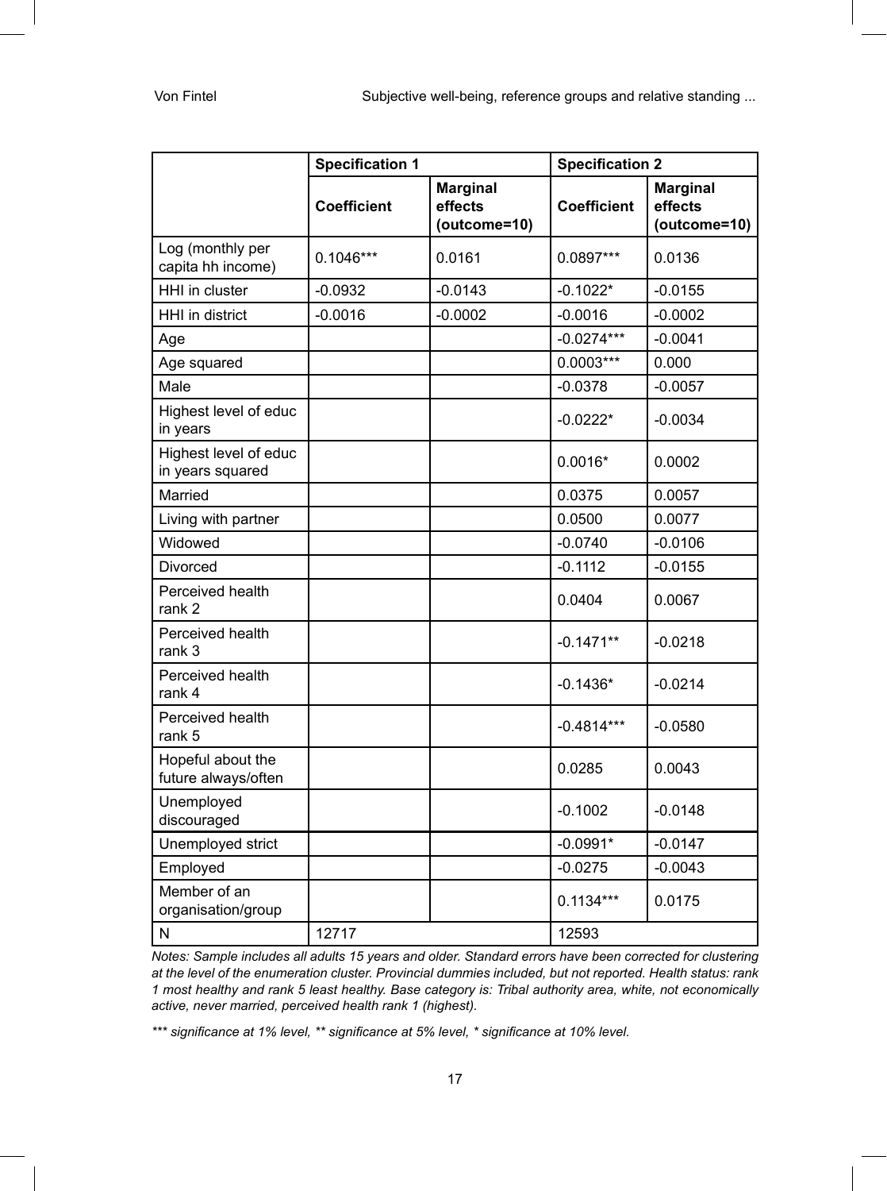| | Specification 1 | | Specification 2 | |
|---|---|---|---|---|
| | **Coefficient** | **Marginal effects (outcome=10)** | **Coefficient** | **Marginal effects (outcome=10)** |
| Log (monthly per capita hh income) | 0.1046*** | 0.0161 | 0.0897*** | 0.0136 |
| HHI in cluster | -0.0932 | -0.0143 | -0.1022* | -0.0155 |
| HHI in district | -0.0016 | -0.0002 | -0.0016 | -0.0002 |
| Age | | | -0.0274*** | -0.0041 |
| Age squared | | | 0.0003*** | 0.000 |
| Male | | | -0.0378 | -0.0057 |
| Highest level of educ in years | | | -0.0222* | -0.0034 |
| Highest level of educ in years squared | | | 0.0016* | 0.0002 |
| Married | | | 0.0375 | 0.0057 |
| Living with partner | | | 0.0500 | 0.0077 |
| Widowed | | | -0.0740 | -0.0106 |
| Divorced | | | -0.1112 | -0.0155 |
| Perceived health rank 2 | | | 0.0404 | 0.0067 |
| Perceived health rank 3 | | | -0.1471** | -0.0218 |
| Perceived health rank 4 | | | -0.1436* | -0.0214 |
| Perceived health rank 5 | | | -0.4814*** | -0.0580 |
| Hopeful about the future always/often | | | 0.0285 | 0.0043 |
| Unemployed discouraged | | | -0.1002 | -0.0148 |
| Unemployed strict | | | -0.0991* | -0.0147 |
| Employed | | | -0.0275 | -0.0043 |
| Member of an organisation/group | | | 0.1134*** | 0.0175 |
| N | 12717 | | 12593 | |

*Notes: Sample includes all adults 15 years and older. Standard errors have been corrected for clustering at the level of the enumeration cluster. Provincial dummies included, but not reported. Health status: rank 1 most healthy and rank 5 least healthy. Base category is: Tribal authority area, white, not economically active, never married, perceived health rank 1 (highest).*

*\*\*\* significance at 1% level, \*\* significance at 5% level, \* significance at 10% level.*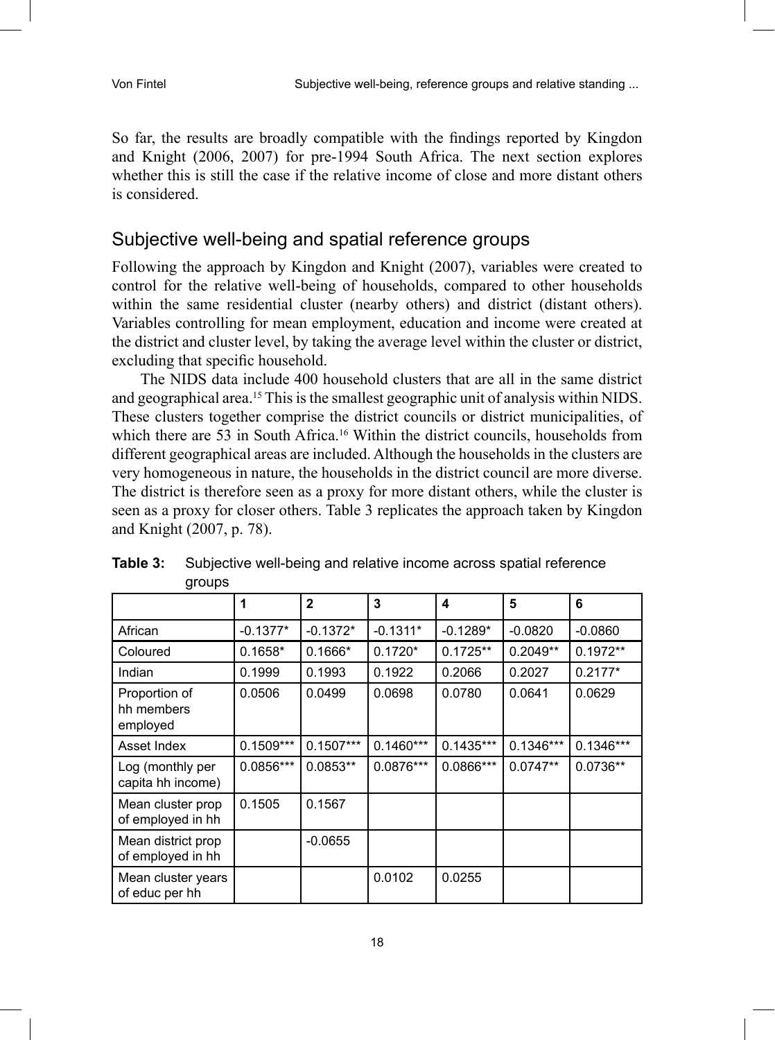So far, the results are broadly compatible with the findings reported by Kingdon and Knight (2006, 2007) for pre-1994 South Africa. The next section explores whether this is still the case if the relative income of close and more distant others is considered.

## Subjective well-being and spatial reference groups

Following the approach by Kingdon and Knight (2007), variables were created to control for the relative well-being of households, compared to other households within the same residential cluster (nearby others) and district (distant others). Variables controlling for mean employment, education and income were created at the district and cluster level, by taking the average level within the cluster or district, excluding that specific household.

The NIDS data include 400 household clusters that are all in the same district and geographical area.[15] This is the smallest geographic unit of analysis within NIDS. These clusters together comprise the district councils or district municipalities, of which there are 53 in South Africa.[16] Within the district councils, households from different geographical areas are included. Although the households in the clusters are very homogeneous in nature, the households in the district council are more diverse. The district is therefore seen as a proxy for more distant others, while the cluster is seen as a proxy for closer others. Table 3 replicates the approach taken by Kingdon and Knight (2007, p. 78).

**Table 3:** Subjective well-being and relative income across spatial reference groups

| | 1 | 2 | 3 | 4 | 5 | 6 |
|---|---|---|---|---|---|---|
| African | -0.1377* | -0.1372* | -0.1311* | -0.1289* | -0.0820 | -0.0860 |
| Coloured | 0.1658* | 0.1666* | 0.1720* | 0.1725** | 0.2049** | 0.1972** |
| Indian | 0.1999 | 0.1993 | 0.1922 | 0.2066 | 0.2027 | 0.2177* |
| Proportion of hh members employed | 0.0506 | 0.0499 | 0.0698 | 0.0780 | 0.0641 | 0.0629 |
| Asset Index | 0.1509*** | 0.1507*** | 0.1460*** | 0.1435*** | 0.1346*** | 0.1346*** |
| Log (monthly per capita hh income) | 0.0856*** | 0.0853** | 0.0876*** | 0.0866*** | 0.0747** | 0.0736** |
| Mean cluster prop of employed in hh | 0.1505 | 0.1567 | | | | |
| Mean district prop of employed in hh | | -0.0655 | | | | |
| Mean cluster years of educ per hh | | | 0.0102 | 0.0255 | | |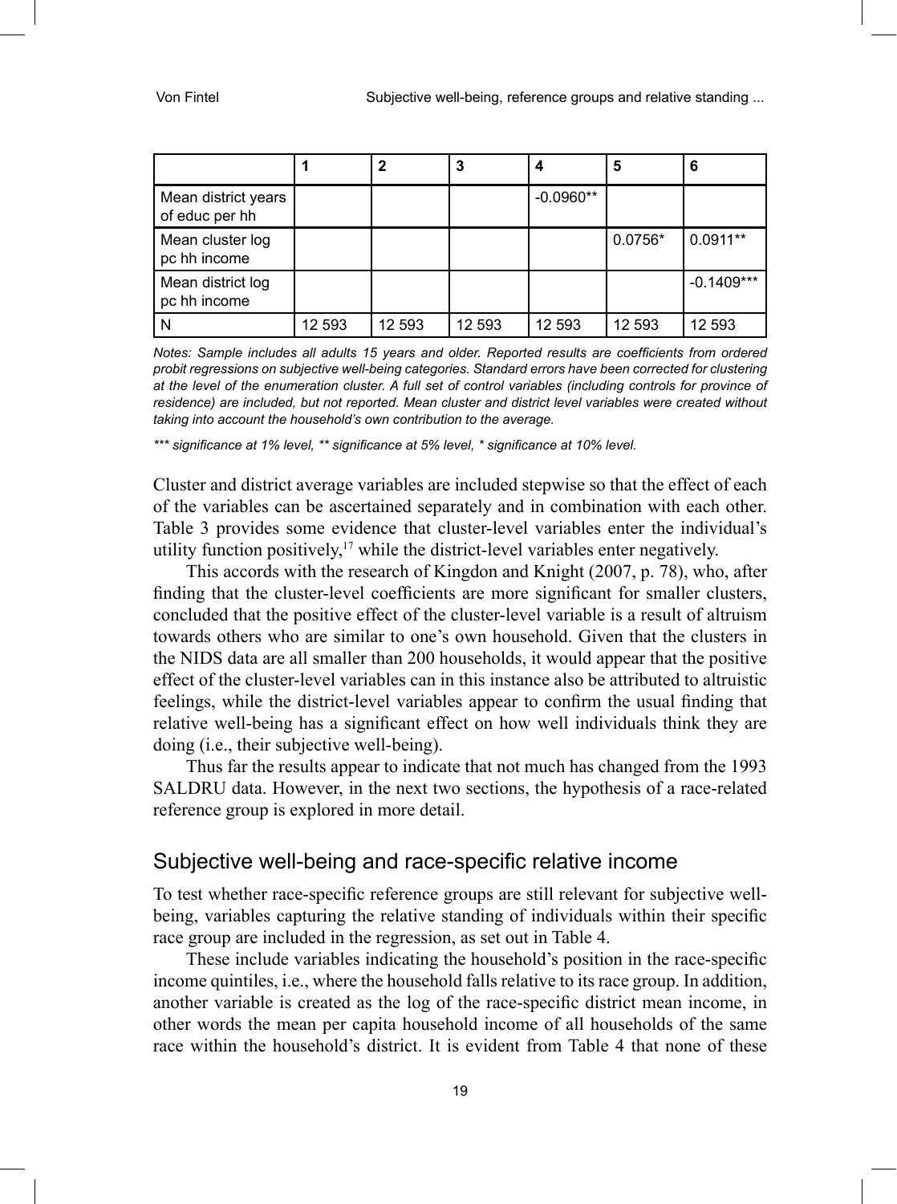| | 1 | 2 | 3 | 4 | 5 | 6 |
|---|---|---|---|---|---|---|
| Mean district years of educ per hh | | | | -0.0960** | | |
| Mean cluster log pc hh income | | | | | 0.0756* | 0.0911** |
| Mean district log pc hh income | | | | | | -0.1409*** |
| N | 12 593 | 12 593 | 12 593 | 12 593 | 12 593 | 12 593 |

*Notes: Sample includes all adults 15 years and older. Reported results are coefficients from ordered probit regressions on subjective well-being categories. Standard errors have been corrected for clustering at the level of the enumeration cluster. A full set of control variables (including controls for province of residence) are included, but not reported. Mean cluster and district level variables were created without taking into account the household's own contribution to the average.*

*\*\*\* significance at 1% level, \*\* significance at 5% level, \* significance at 10% level.*

Cluster and district average variables are included stepwise so that the effect of each of the variables can be ascertained separately and in combination with each other. Table 3 provides some evidence that cluster-level variables enter the individual's utility function positively,[17] while the district-level variables enter negatively.

This accords with the research of Kingdon and Knight (2007, p. 78), who, after finding that the cluster-level coefficients are more significant for smaller clusters, concluded that the positive effect of the cluster-level variable is a result of altruism towards others who are similar to one's own household. Given that the clusters in the NIDS data are all smaller than 200 households, it would appear that the positive effect of the cluster-level variables can in this instance also be attributed to altruistic feelings, while the district-level variables appear to confirm the usual finding that relative well-being has a significant effect on how well individuals think they are doing (i.e., their subjective well-being).

Thus far the results appear to indicate that not much has changed from the 1993 SALDRU data. However, in the next two sections, the hypothesis of a race-related reference group is explored in more detail.

## Subjective well-being and race-specific relative income

To test whether race-specific reference groups are still relevant for subjective well-being, variables capturing the relative standing of individuals within their specific race group are included in the regression, as set out in Table 4.

These include variables indicating the household's position in the race-specific income quintiles, i.e., where the household falls relative to its race group. In addition, another variable is created as the log of the race-specific district mean income, in other words the mean per capita household income of all households of the same race within the household's district. It is evident from Table 4 that none of these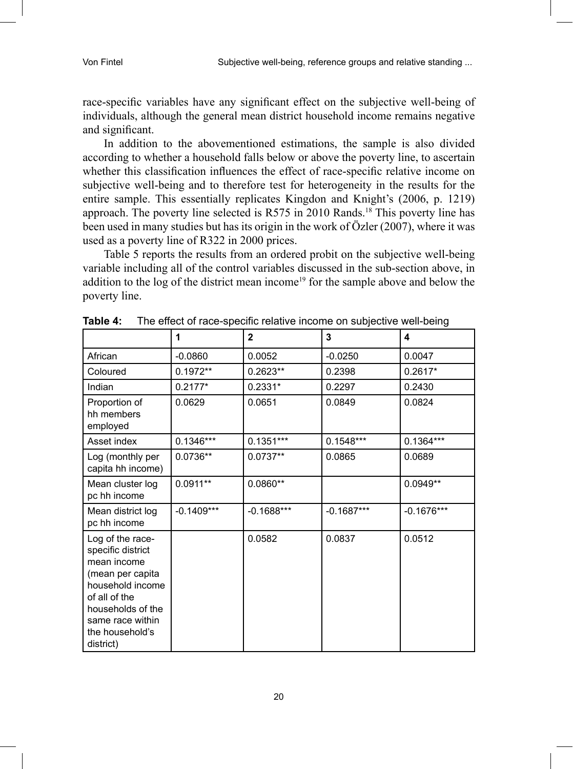race-specific variables have any significant effect on the subjective well-being of individuals, although the general mean district household income remains negative and significant.

In addition to the abovementioned estimations, the sample is also divided according to whether a household falls below or above the poverty line, to ascertain whether this classification influences the effect of race-specific relative income on subjective well-being and to therefore test for heterogeneity in the results for the entire sample. This essentially replicates Kingdon and Knight's (2006, p. 1219) approach. The poverty line selected is R575 in 2010 Rands.[18] This poverty line has been used in many studies but has its origin in the work of Özler (2007), where it was used as a poverty line of R322 in 2000 prices.

Table 5 reports the results from an ordered probit on the subjective well-being variable including all of the control variables discussed in the sub-section above, in addition to the log of the district mean income[19] for the sample above and below the poverty line.

**Table 4:** The effect of race-specific relative income on subjective well-being

| | 1 | 2 | 3 | 4 |
|---|---|---|---|---|
| African | -0.0860 | 0.0052 | -0.0250 | 0.0047 |
| Coloured | 0.1972** | 0.2623** | 0.2398 | 0.2617* |
| Indian | 0.2177* | 0.2331* | 0.2297 | 0.2430 |
| Proportion of hh members employed | 0.0629 | 0.0651 | 0.0849 | 0.0824 |
| Asset index | 0.1346*** | 0.1351*** | 0.1548*** | 0.1364*** |
| Log (monthly per capita hh income) | 0.0736** | 0.0737** | 0.0865 | 0.0689 |
| Mean cluster log pc hh income | 0.0911** | 0.0860** | | 0.0949** |
| Mean district log pc hh income | -0.1409*** | -0.1688*** | -0.1687*** | -0.1676*** |
| Log of the race-specific district mean income (mean per capita household income of all of the households of the same race within the household's district) | | 0.0582 | 0.0837 | 0.0512 |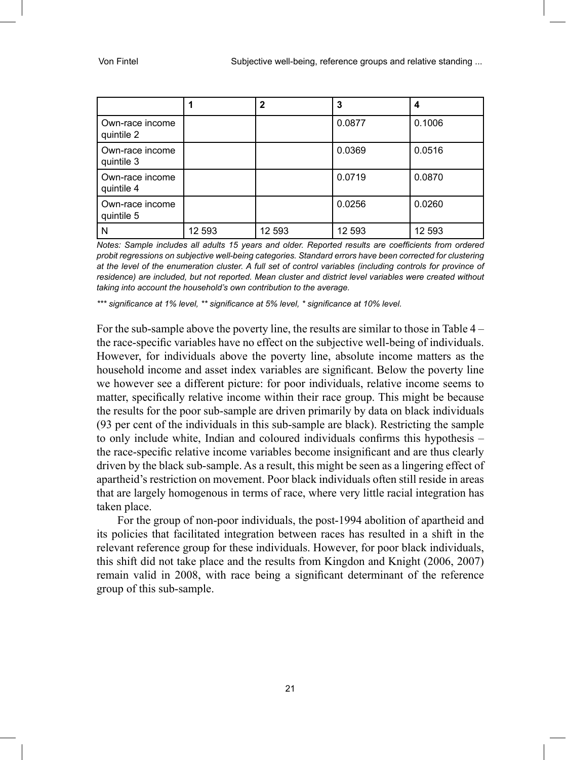| | 1 | 2 | 3 | 4 |
|---|---|---|---|---|
| Own-race income quintile 2 | | | 0.0877 | 0.1006 |
| Own-race income quintile 3 | | | 0.0369 | 0.0516 |
| Own-race income quintile 4 | | | 0.0719 | 0.0870 |
| Own-race income quintile 5 | | | 0.0256 | 0.0260 |
| N | 12 593 | 12 593 | 12 593 | 12 593 |

*Notes: Sample includes all adults 15 years and older. Reported results are coefficients from ordered probit regressions on subjective well-being categories. Standard errors have been corrected for clustering at the level of the enumeration cluster. A full set of control variables (including controls for province of residence) are included, but not reported. Mean cluster and district level variables were created without taking into account the household's own contribution to the average.*

*\*\*\* significance at 1% level, \*\* significance at 5% level, \* significance at 10% level.*

For the sub-sample above the poverty line, the results are similar to those in Table 4 – the race-specific variables have no effect on the subjective well-being of individuals. However, for individuals above the poverty line, absolute income matters as the household income and asset index variables are significant. Below the poverty line we however see a different picture: for poor individuals, relative income seems to matter, specifically relative income within their race group. This might be because the results for the poor sub-sample are driven primarily by data on black individuals (93 per cent of the individuals in this sub-sample are black). Restricting the sample to only include white, Indian and coloured individuals confirms this hypothesis – the race-specific relative income variables become insignificant and are thus clearly driven by the black sub-sample. As a result, this might be seen as a lingering effect of apartheid's restriction on movement. Poor black individuals often still reside in areas that are largely homogenous in terms of race, where very little racial integration has taken place.

For the group of non-poor individuals, the post-1994 abolition of apartheid and its policies that facilitated integration between races has resulted in a shift in the relevant reference group for these individuals. However, for poor black individuals, this shift did not take place and the results from Kingdon and Knight (2006, 2007) remain valid in 2008, with race being a significant determinant of the reference group of this sub-sample.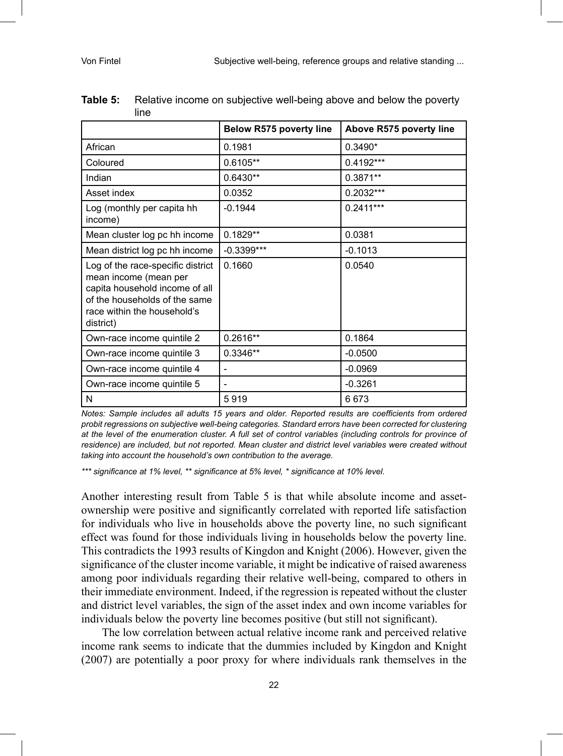**Table 5:** Relative income on subjective well-being above and below the poverty line

| | Below R575 poverty line | Above R575 poverty line |
|---|---|---|
| African | 0.1981 | 0.3490* |
| Coloured | 0.6105** | 0.4192*** |
| Indian | 0.6430** | 0.3871** |
| Asset index | 0.0352 | 0.2032*** |
| Log (monthly per capita hh income) | -0.1944 | 0.2411*** |
| Mean cluster log pc hh income | 0.1829** | 0.0381 |
| Mean district log pc hh income | -0.3399*** | -0.1013 |
| Log of the race-specific district mean income (mean per capita household income of all of the households of the same race within the household's district) | 0.1660 | 0.0540 |
| Own-race income quintile 2 | 0.2616** | 0.1864 |
| Own-race income quintile 3 | 0.3346** | -0.0500 |
| Own-race income quintile 4 | - | -0.0969 |
| Own-race income quintile 5 | - | -0.3261 |
| N | 5 919 | 6 673 |

*Notes: Sample includes all adults 15 years and older. Reported results are coefficients from ordered probit regressions on subjective well-being categories. Standard errors have been corrected for clustering at the level of the enumeration cluster. A full set of control variables (including controls for province of residence) are included, but not reported. Mean cluster and district level variables were created without taking into account the household's own contribution to the average.*

*\*\*\* significance at 1% level, \*\* significance at 5% level, \* significance at 10% level.*

Another interesting result from Table 5 is that while absolute income and asset-ownership were positive and significantly correlated with reported life satisfaction for individuals who live in households above the poverty line, no such significant effect was found for those individuals living in households below the poverty line. This contradicts the 1993 results of Kingdon and Knight (2006). However, given the significance of the cluster income variable, it might be indicative of raised awareness among poor individuals regarding their relative well-being, compared to others in their immediate environment. Indeed, if the regression is repeated without the cluster and district level variables, the sign of the asset index and own income variables for individuals below the poverty line becomes positive (but still not significant).

The low correlation between actual relative income rank and perceived relative income rank seems to indicate that the dummies included by Kingdon and Knight (2007) are potentially a poor proxy for where individuals rank themselves in the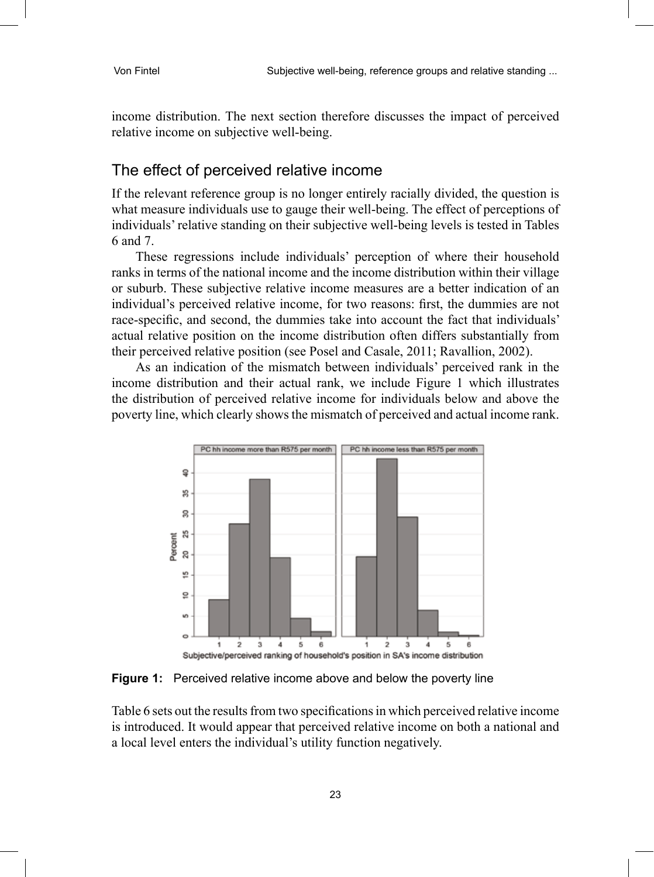income distribution. The next section therefore discusses the impact of perceived relative income on subjective well-being.

## The effect of perceived relative income

If the relevant reference group is no longer entirely racially divided, the question is what measure individuals use to gauge their well-being. The effect of perceptions of individuals' relative standing on their subjective well-being levels is tested in Tables 6 and 7.

These regressions include individuals' perception of where their household ranks in terms of the national income and the income distribution within their village or suburb. These subjective relative income measures are a better indication of an individual's perceived relative income, for two reasons: first, the dummies are not race-specific, and second, the dummies take into account the fact that individuals' actual relative position on the income distribution often differs substantially from their perceived relative position (see Posel and Casale, 2011; Ravallion, 2002).

As an indication of the mismatch between individuals' perceived rank in the income distribution and their actual rank, we include Figure 1 which illustrates the distribution of perceived relative income for individuals below and above the poverty line, which clearly shows the mismatch of perceived and actual income rank.

**Figure 1:** Perceived relative income above and below the poverty line

Table 6 sets out the results from two specifications in which perceived relative income is introduced. It would appear that perceived relative income on both a national and a local level enters the individual's utility function negatively.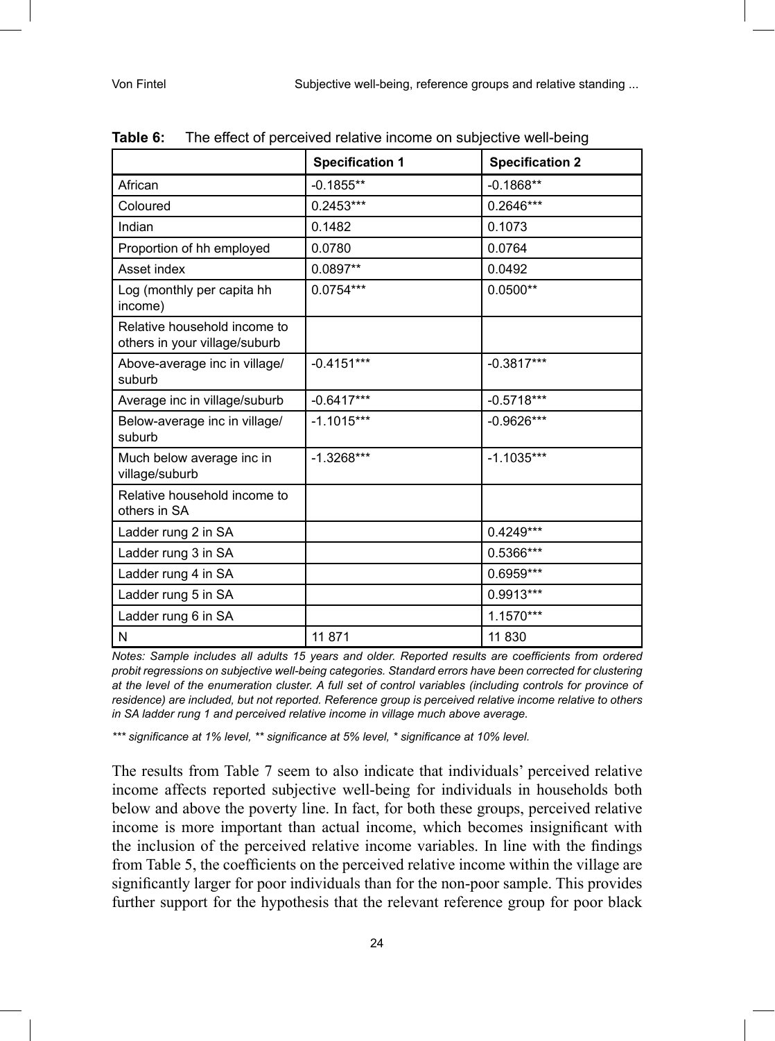**Table 6:** The effect of perceived relative income on subjective well-being

| | Specification 1 | Specification 2 |
|---|---|---|
| African | -0.1855** | -0.1868** |
| Coloured | 0.2453*** | 0.2646*** |
| Indian | 0.1482 | 0.1073 |
| Proportion of hh employed | 0.0780 | 0.0764 |
| Asset index | 0.0897** | 0.0492 |
| Log (monthly per capita hh income) | 0.0754*** | 0.0500** |
| Relative household income to others in your village/suburb | | |
| Above-average inc in village/ suburb | -0.4151*** | -0.3817*** |
| Average inc in village/suburb | -0.6417*** | -0.5718*** |
| Below-average inc in village/ suburb | -1.1015*** | -0.9626*** |
| Much below average inc in village/suburb | -1.3268*** | -1.1035*** |
| Relative household income to others in SA | | |
| Ladder rung 2 in SA | | 0.4249*** |
| Ladder rung 3 in SA | | 0.5366*** |
| Ladder rung 4 in SA | | 0.6959*** |
| Ladder rung 5 in SA | | 0.9913*** |
| Ladder rung 6 in SA | | 1.1570*** |
| N | 11 871 | 11 830 |

*Notes: Sample includes all adults 15 years and older. Reported results are coefficients from ordered probit regressions on subjective well-being categories. Standard errors have been corrected for clustering at the level of the enumeration cluster. A full set of control variables (including controls for province of residence) are included, but not reported. Reference group is perceived relative income relative to others in SA ladder rung 1 and perceived relative income in village much above average.*

*\*\*\* significance at 1% level, \*\* significance at 5% level, \* significance at 10% level.*

The results from Table 7 seem to also indicate that individuals' perceived relative income affects reported subjective well-being for individuals in households both below and above the poverty line. In fact, for both these groups, perceived relative income is more important than actual income, which becomes insignificant with the inclusion of the perceived relative income variables. In line with the findings from Table 5, the coefficients on the perceived relative income within the village are significantly larger for poor individuals than for the non-poor sample. This provides further support for the hypothesis that the relevant reference group for poor black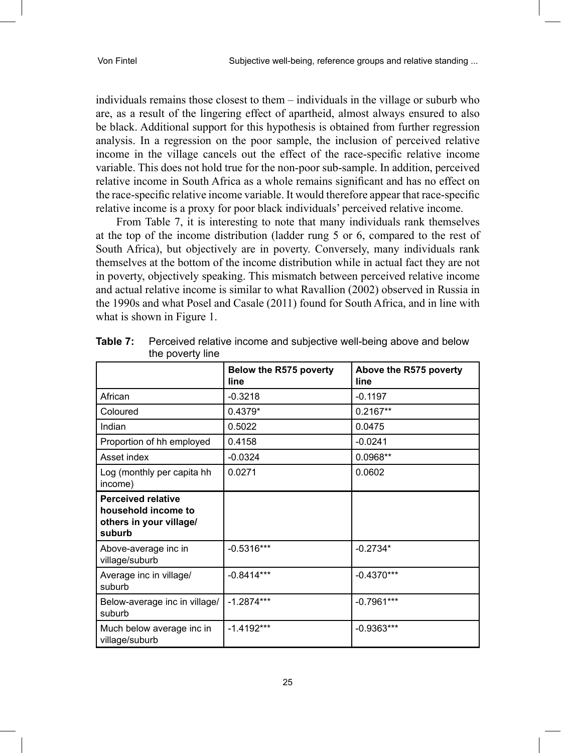individuals remains those closest to them – individuals in the village or suburb who are, as a result of the lingering effect of apartheid, almost always ensured to also be black. Additional support for this hypothesis is obtained from further regression analysis. In a regression on the poor sample, the inclusion of perceived relative income in the village cancels out the effect of the race-specific relative income variable. This does not hold true for the non-poor sub-sample. In addition, perceived relative income in South Africa as a whole remains significant and has no effect on the race-specific relative income variable. It would therefore appear that race-specific relative income is a proxy for poor black individuals' perceived relative income.

From Table 7, it is interesting to note that many individuals rank themselves at the top of the income distribution (ladder rung 5 or 6, compared to the rest of South Africa), but objectively are in poverty. Conversely, many individuals rank themselves at the bottom of the income distribution while in actual fact they are not in poverty, objectively speaking. This mismatch between perceived relative income and actual relative income is similar to what Ravallion (2002) observed in Russia in the 1990s and what Posel and Casale (2011) found for South Africa, and in line with what is shown in Figure 1.

**Table 7:** Perceived relative income and subjective well-being above and below the poverty line

| | Below the R575 poverty line | Above the R575 poverty line |
|---|---|---|
| African | -0.3218 | -0.1197 |
| Coloured | 0.4379* | 0.2167** |
| Indian | 0.5022 | 0.0475 |
| Proportion of hh employed | 0.4158 | -0.0241 |
| Asset index | -0.0324 | 0.0968** |
| Log (monthly per capita hh income) | 0.0271 | 0.0602 |
| **Perceived relative household income to others in your village/ suburb** | | |
| Above-average inc in village/suburb | -0.5316*** | -0.2734* |
| Average inc in village/ suburb | -0.8414*** | -0.4370*** |
| Below-average inc in village/ suburb | -1.2874*** | -0.7961*** |
| Much below average inc in village/suburb | -1.4192*** | -0.9363*** |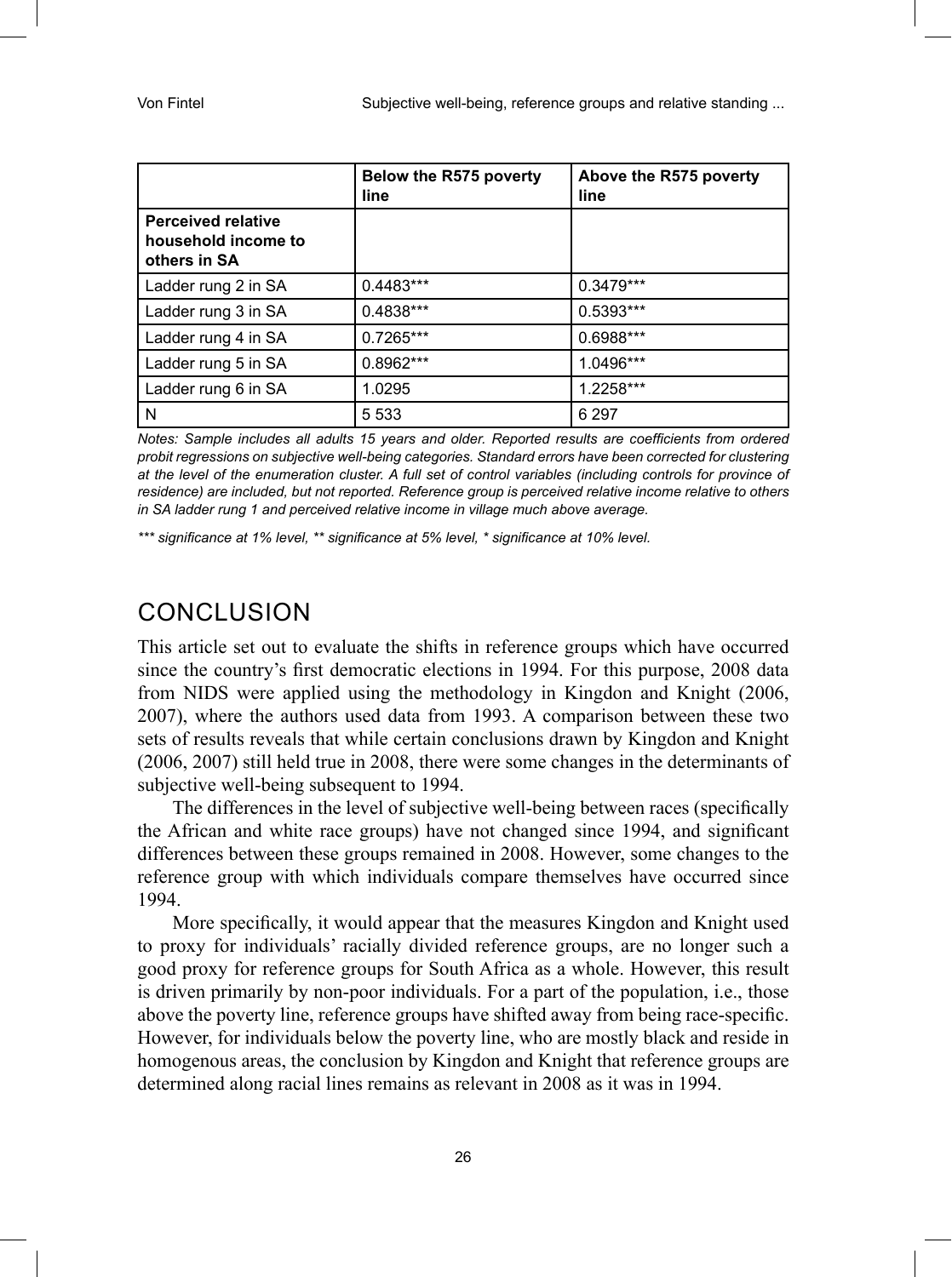|  | Below the R575 poverty line | Above the R575 poverty line |
|---|---|---|
| **Perceived relative household income to others in SA** |  |  |
| Ladder rung 2 in SA | 0.4483*** | 0.3479*** |
| Ladder rung 3 in SA | 0.4838*** | 0.5393*** |
| Ladder rung 4 in SA | 0.7265*** | 0.6988*** |
| Ladder rung 5 in SA | 0.8962*** | 1.0496*** |
| Ladder rung 6 in SA | 1.0295 | 1.2258*** |
| N | 5 533 | 6 297 |

*Notes: Sample includes all adults 15 years and older. Reported results are coefficients from ordered probit regressions on subjective well-being categories. Standard errors have been corrected for clustering at the level of the enumeration cluster. A full set of control variables (including controls for province of residence) are included, but not reported. Reference group is perceived relative income relative to others in SA ladder rung 1 and perceived relative income in village much above average.*

*\*\*\* significance at 1% level, \*\* significance at 5% level, \* significance at 10% level.*

## CONCLUSION

This article set out to evaluate the shifts in reference groups which have occurred since the country's first democratic elections in 1994. For this purpose, 2008 data from NIDS were applied using the methodology in Kingdon and Knight (2006, 2007), where the authors used data from 1993. A comparison between these two sets of results reveals that while certain conclusions drawn by Kingdon and Knight (2006, 2007) still held true in 2008, there were some changes in the determinants of subjective well-being subsequent to 1994.

The differences in the level of subjective well-being between races (specifically the African and white race groups) have not changed since 1994, and significant differences between these groups remained in 2008. However, some changes to the reference group with which individuals compare themselves have occurred since 1994.

More specifically, it would appear that the measures Kingdon and Knight used to proxy for individuals' racially divided reference groups, are no longer such a good proxy for reference groups for South Africa as a whole. However, this result is driven primarily by non-poor individuals. For a part of the population, i.e., those above the poverty line, reference groups have shifted away from being race-specific. However, for individuals below the poverty line, who are mostly black and reside in homogenous areas, the conclusion by Kingdon and Knight that reference groups are determined along racial lines remains as relevant in 2008 as it was in 1994.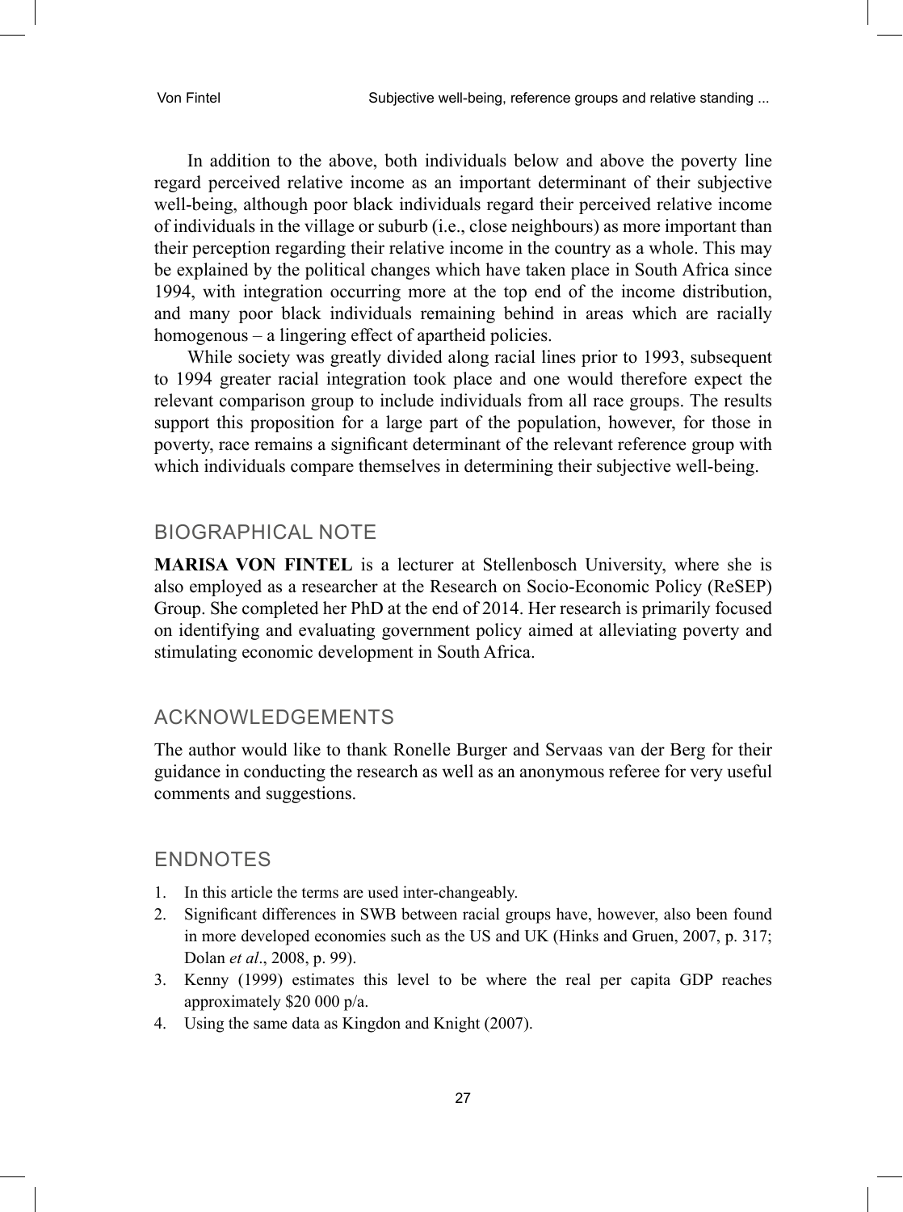In addition to the above, both individuals below and above the poverty line regard perceived relative income as an important determinant of their subjective well-being, although poor black individuals regard their perceived relative income of individuals in the village or suburb (i.e., close neighbours) as more important than their perception regarding their relative income in the country as a whole. This may be explained by the political changes which have taken place in South Africa since 1994, with integration occurring more at the top end of the income distribution, and many poor black individuals remaining behind in areas which are racially homogenous – a lingering effect of apartheid policies.

While society was greatly divided along racial lines prior to 1993, subsequent to 1994 greater racial integration took place and one would therefore expect the relevant comparison group to include individuals from all race groups. The results support this proposition for a large part of the population, however, for those in poverty, race remains a significant determinant of the relevant reference group with which individuals compare themselves in determining their subjective well-being.

## BIOGRAPHICAL NOTE

**MARISA VON FINTEL** is a lecturer at Stellenbosch University, where she is also employed as a researcher at the Research on Socio-Economic Policy (ReSEP) Group. She completed her PhD at the end of 2014. Her research is primarily focused on identifying and evaluating government policy aimed at alleviating poverty and stimulating economic development in South Africa.

## ACKNOWLEDGEMENTS

The author would like to thank Ronelle Burger and Servaas van der Berg for their guidance in conducting the research as well as an anonymous referee for very useful comments and suggestions.

## ENDNOTES

1. In this article the terms are used inter-changeably.
2. Significant differences in SWB between racial groups have, however, also been found in more developed economies such as the US and UK (Hinks and Gruen, 2007, p. 317; Dolan *et al*., 2008, p. 99).
3. Kenny (1999) estimates this level to be where the real per capita GDP reaches approximately $20 000 p/a.
4. Using the same data as Kingdon and Knight (2007).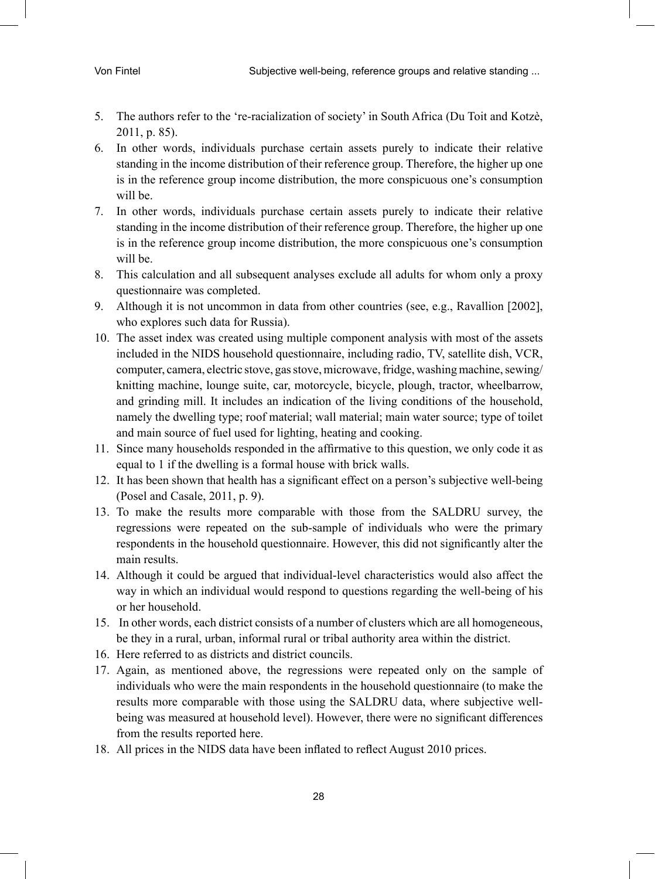5. The authors refer to the 're-racialization of society' in South Africa (Du Toit and Kotzè, 2011, p. 85).
6. In other words, individuals purchase certain assets purely to indicate their relative standing in the income distribution of their reference group. Therefore, the higher up one is in the reference group income distribution, the more conspicuous one's consumption will be.
7. In other words, individuals purchase certain assets purely to indicate their relative standing in the income distribution of their reference group. Therefore, the higher up one is in the reference group income distribution, the more conspicuous one's consumption will be.
8. This calculation and all subsequent analyses exclude all adults for whom only a proxy questionnaire was completed.
9. Although it is not uncommon in data from other countries (see, e.g., Ravallion [2002], who explores such data for Russia).
10. The asset index was created using multiple component analysis with most of the assets included in the NIDS household questionnaire, including radio, TV, satellite dish, VCR, computer, camera, electric stove, gas stove, microwave, fridge, washing machine, sewing/knitting machine, lounge suite, car, motorcycle, bicycle, plough, tractor, wheelbarrow, and grinding mill. It includes an indication of the living conditions of the household, namely the dwelling type; roof material; wall material; main water source; type of toilet and main source of fuel used for lighting, heating and cooking.
11. Since many households responded in the affirmative to this question, we only code it as equal to 1 if the dwelling is a formal house with brick walls.
12. It has been shown that health has a significant effect on a person's subjective well-being (Posel and Casale, 2011, p. 9).
13. To make the results more comparable with those from the SALDRU survey, the regressions were repeated on the sub-sample of individuals who were the primary respondents in the household questionnaire. However, this did not significantly alter the main results.
14. Although it could be argued that individual-level characteristics would also affect the way in which an individual would respond to questions regarding the well-being of his or her household.
15. In other words, each district consists of a number of clusters which are all homogeneous, be they in a rural, urban, informal rural or tribal authority area within the district.
16. Here referred to as districts and district councils.
17. Again, as mentioned above, the regressions were repeated only on the sample of individuals who were the main respondents in the household questionnaire (to make the results more comparable with those using the SALDRU data, where subjective well-being was measured at household level). However, there were no significant differences from the results reported here.
18. All prices in the NIDS data have been inflated to reflect August 2010 prices.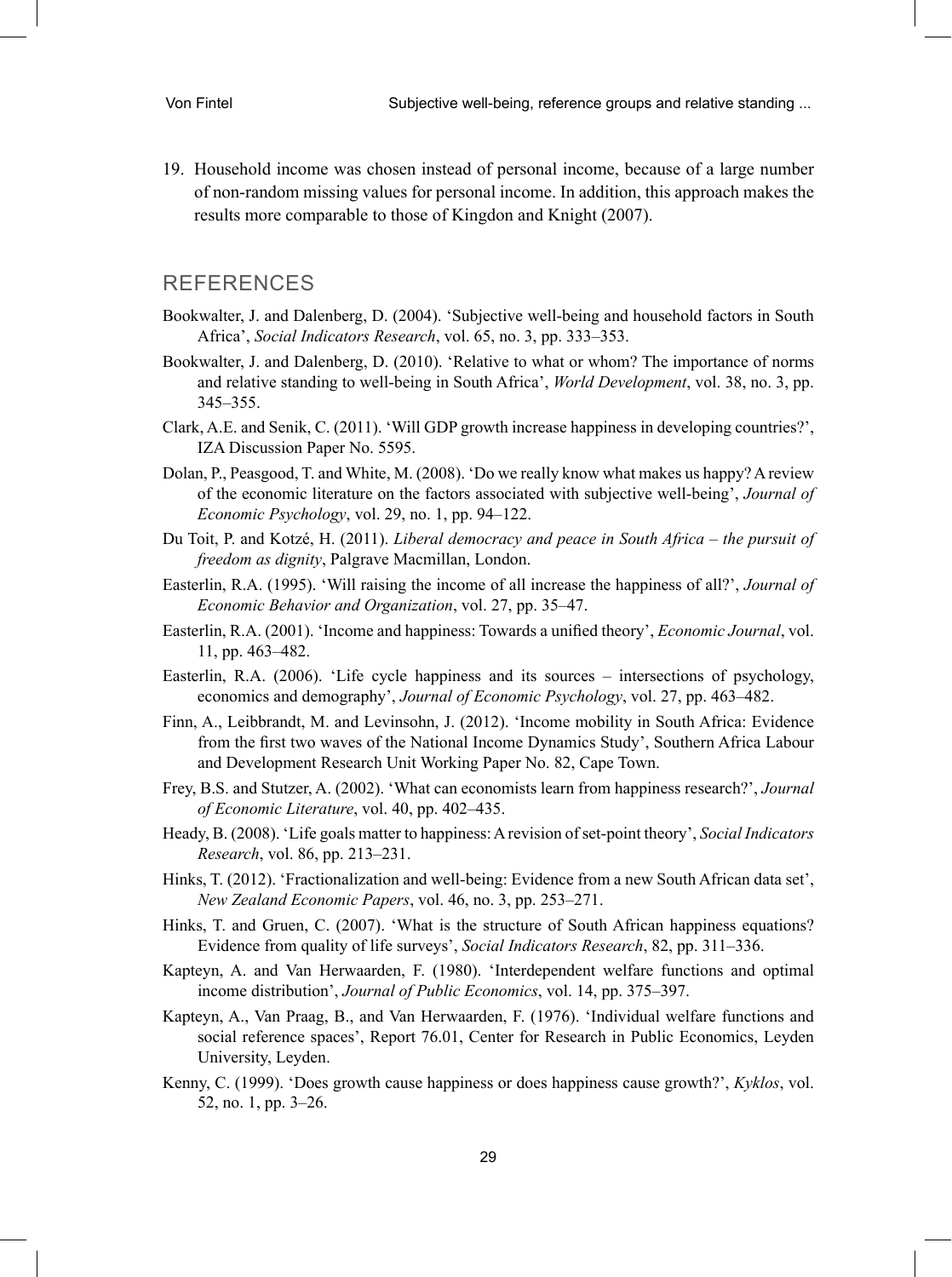19. Household income was chosen instead of personal income, because of a large number of non-random missing values for personal income. In addition, this approach makes the results more comparable to those of Kingdon and Knight (2007).

## REFERENCES

Bookwalter, J. and Dalenberg, D. (2004). 'Subjective well-being and household factors in South Africa', *Social Indicators Research*, vol. 65, no. 3, pp. 333–353.

Bookwalter, J. and Dalenberg, D. (2010). 'Relative to what or whom? The importance of norms and relative standing to well-being in South Africa', *World Development*, vol. 38, no. 3, pp. 345–355.

Clark, A.E. and Senik, C. (2011). 'Will GDP growth increase happiness in developing countries?', IZA Discussion Paper No. 5595.

Dolan, P., Peasgood, T. and White, M. (2008). 'Do we really know what makes us happy? A review of the economic literature on the factors associated with subjective well-being', *Journal of Economic Psychology*, vol. 29, no. 1, pp. 94–122.

Du Toit, P. and Kotzé, H. (2011). *Liberal democracy and peace in South Africa – the pursuit of freedom as dignity*, Palgrave Macmillan, London.

Easterlin, R.A. (1995). 'Will raising the income of all increase the happiness of all?', *Journal of Economic Behavior and Organization*, vol. 27, pp. 35–47.

Easterlin, R.A. (2001). 'Income and happiness: Towards a unified theory', *Economic Journal*, vol. 11, pp. 463–482.

Easterlin, R.A. (2006). 'Life cycle happiness and its sources – intersections of psychology, economics and demography', *Journal of Economic Psychology*, vol. 27, pp. 463–482.

Finn, A., Leibbrandt, M. and Levinsohn, J. (2012). 'Income mobility in South Africa: Evidence from the first two waves of the National Income Dynamics Study', Southern Africa Labour and Development Research Unit Working Paper No. 82, Cape Town.

Frey, B.S. and Stutzer, A. (2002). 'What can economists learn from happiness research?', *Journal of Economic Literature*, vol. 40, pp. 402–435.

Heady, B. (2008). 'Life goals matter to happiness: A revision of set-point theory', *Social Indicators Research*, vol. 86, pp. 213–231.

Hinks, T. (2012). 'Fractionalization and well-being: Evidence from a new South African data set', *New Zealand Economic Papers*, vol. 46, no. 3, pp. 253–271.

Hinks, T. and Gruen, C. (2007). 'What is the structure of South African happiness equations? Evidence from quality of life surveys', *Social Indicators Research*, 82, pp. 311–336.

Kapteyn, A. and Van Herwaarden, F. (1980). 'Interdependent welfare functions and optimal income distribution', *Journal of Public Economics*, vol. 14, pp. 375–397.

Kapteyn, A., Van Praag, B., and Van Herwaarden, F. (1976). 'Individual welfare functions and social reference spaces', Report 76.01, Center for Research in Public Economics, Leyden University, Leyden.

Kenny, C. (1999). 'Does growth cause happiness or does happiness cause growth?', *Kyklos*, vol. 52, no. 1, pp. 3–26.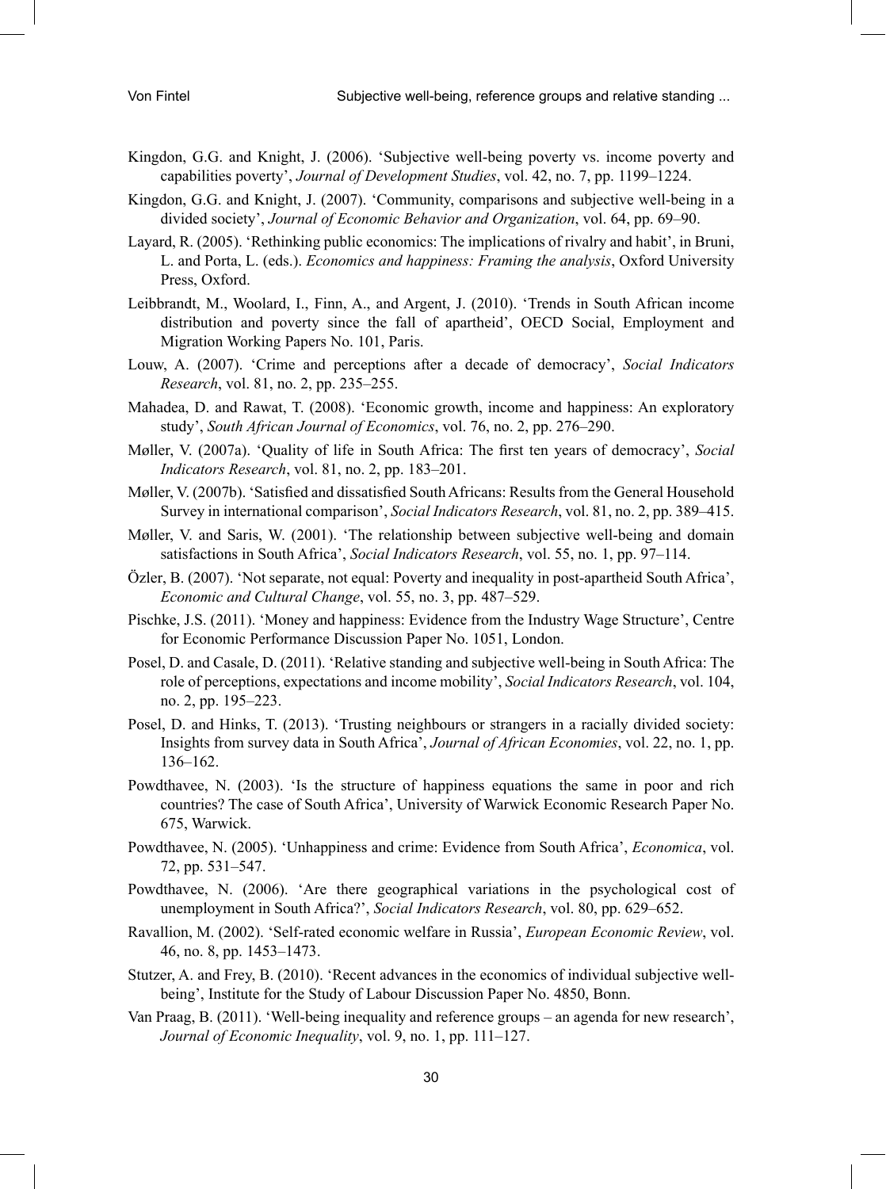Kingdon, G.G. and Knight, J. (2006). 'Subjective well-being poverty vs. income poverty and capabilities poverty', *Journal of Development Studies*, vol. 42, no. 7, pp. 1199–1224.

Kingdon, G.G. and Knight, J. (2007). 'Community, comparisons and subjective well-being in a divided society', *Journal of Economic Behavior and Organization*, vol. 64, pp. 69–90.

Layard, R. (2005). 'Rethinking public economics: The implications of rivalry and habit', in Bruni, L. and Porta, L. (eds.). *Economics and happiness: Framing the analysis*, Oxford University Press, Oxford.

Leibbrandt, M., Woolard, I., Finn, A., and Argent, J. (2010). 'Trends in South African income distribution and poverty since the fall of apartheid', OECD Social, Employment and Migration Working Papers No. 101, Paris.

Louw, A. (2007). 'Crime and perceptions after a decade of democracy', *Social Indicators Research*, vol. 81, no. 2, pp. 235–255.

Mahadea, D. and Rawat, T. (2008). 'Economic growth, income and happiness: An exploratory study', *South African Journal of Economics*, vol. 76, no. 2, pp. 276–290.

Møller, V. (2007a). 'Quality of life in South Africa: The first ten years of democracy', *Social Indicators Research*, vol. 81, no. 2, pp. 183–201.

Møller, V. (2007b). 'Satisfied and dissatisfied South Africans: Results from the General Household Survey in international comparison', *Social Indicators Research*, vol. 81, no. 2, pp. 389–415.

Møller, V. and Saris, W. (2001). 'The relationship between subjective well-being and domain satisfactions in South Africa', *Social Indicators Research*, vol. 55, no. 1, pp. 97–114.

Özler, B. (2007). 'Not separate, not equal: Poverty and inequality in post-apartheid South Africa', *Economic and Cultural Change*, vol. 55, no. 3, pp. 487–529.

Pischke, J.S. (2011). 'Money and happiness: Evidence from the Industry Wage Structure', Centre for Economic Performance Discussion Paper No. 1051, London.

Posel, D. and Casale, D. (2011). 'Relative standing and subjective well-being in South Africa: The role of perceptions, expectations and income mobility', *Social Indicators Research*, vol. 104, no. 2, pp. 195–223.

Posel, D. and Hinks, T. (2013). 'Trusting neighbours or strangers in a racially divided society: Insights from survey data in South Africa', *Journal of African Economies*, vol. 22, no. 1, pp. 136–162.

Powdthavee, N. (2003). 'Is the structure of happiness equations the same in poor and rich countries? The case of South Africa', University of Warwick Economic Research Paper No. 675, Warwick.

Powdthavee, N. (2005). 'Unhappiness and crime: Evidence from South Africa', *Economica*, vol. 72, pp. 531–547.

Powdthavee, N. (2006). 'Are there geographical variations in the psychological cost of unemployment in South Africa?', *Social Indicators Research*, vol. 80, pp. 629–652.

Ravallion, M. (2002). 'Self-rated economic welfare in Russia', *European Economic Review*, vol. 46, no. 8, pp. 1453–1473.

Stutzer, A. and Frey, B. (2010). 'Recent advances in the economics of individual subjective well-being', Institute for the Study of Labour Discussion Paper No. 4850, Bonn.

Van Praag, B. (2011). 'Well-being inequality and reference groups – an agenda for new research', *Journal of Economic Inequality*, vol. 9, no. 1, pp. 111–127.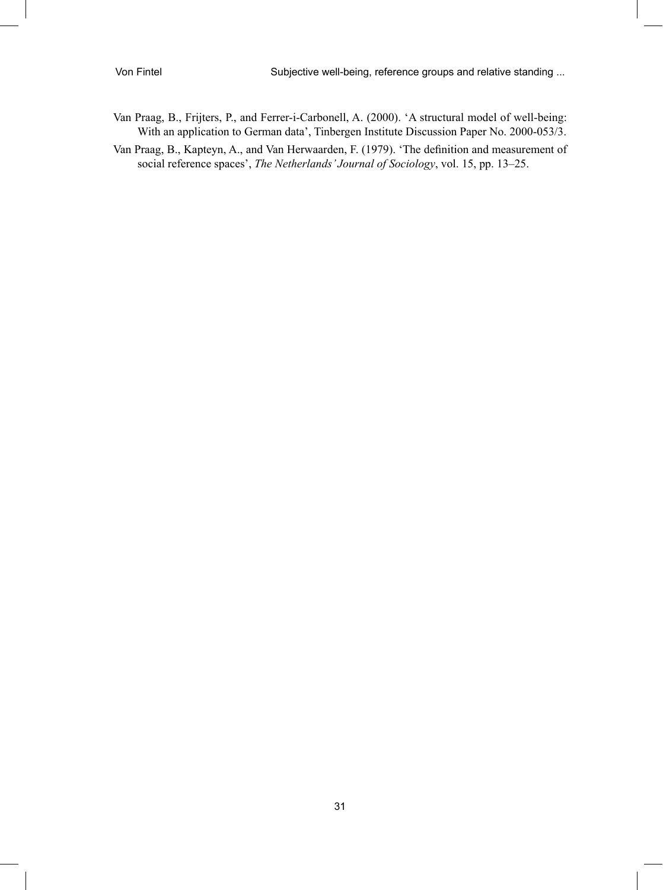Van Praag, B., Frijters, P., and Ferrer-i-Carbonell, A. (2000). 'A structural model of well-being: With an application to German data', Tinbergen Institute Discussion Paper No. 2000-053/3.

Van Praag, B., Kapteyn, A., and Van Herwaarden, F. (1979). 'The definition and measurement of social reference spaces', *The Netherlands' Journal of Sociology*, vol. 15, pp. 13–25.